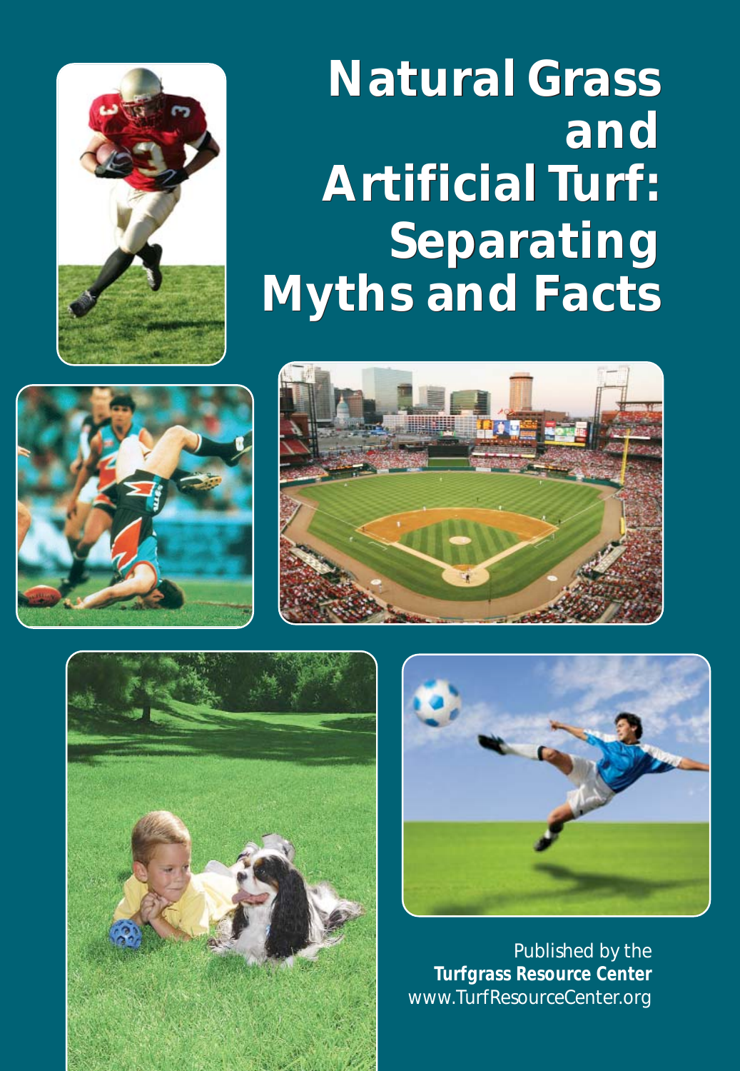# Natural Grass and Artificial Turf: Separating Myths and Facts

Published by the
**Turfgrass Resource Center**
www.TurfResourceCenter.org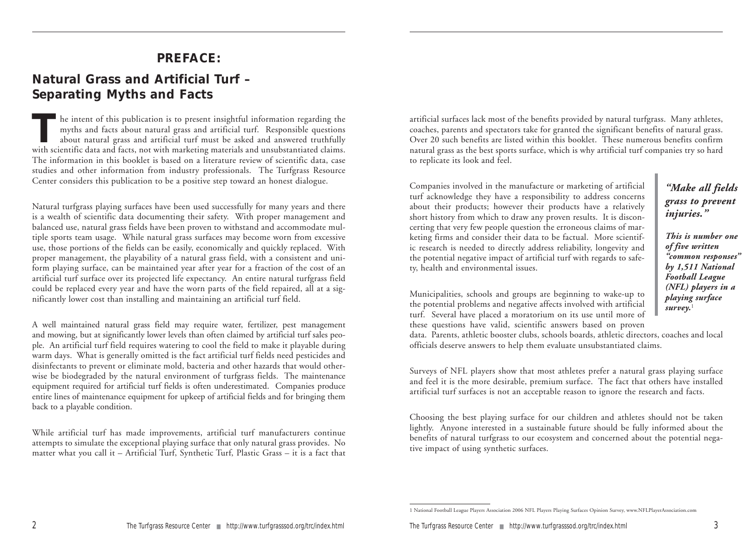## PREFACE:

## Natural Grass and Artificial Turf – Separating Myths and Facts

The intent of this publication is to present insightful information regarding the myths and facts about natural grass and artificial turf. Responsible questions about natural grass and artificial turf must be asked and answered truthfully with scientific data and facts, not with marketing materials and unsubstantiated claims. The information in this booklet is based on a literature review of scientific data, case studies and other information from industry professionals. The Turfgrass Resource Center considers this publication to be a positive step toward an honest dialogue.

Natural turfgrass playing surfaces have been used successfully for many years and there is a wealth of scientific data documenting their safety. With proper management and balanced use, natural grass fields have been proven to withstand and accommodate multiple sports team usage. While natural grass surfaces may become worn from excessive use, those portions of the fields can be easily, economically and quickly replaced. With proper management, the playability of a natural grass field, with a consistent and uniform playing surface, can be maintained year after year for a fraction of the cost of an artificial turf surface over its projected life expectancy. An entire natural turfgrass field could be replaced every year and have the worn parts of the field repaired, all at a significantly lower cost than installing and maintaining an artificial turf field.

A well maintained natural grass field may require water, fertilizer, pest management and mowing, but at significantly lower levels than often claimed by artificial turf sales people. An artificial turf field requires watering to cool the field to make it playable during warm days. What is generally omitted is the fact artificial turf fields need pesticides and disinfectants to prevent or eliminate mold, bacteria and other hazards that would otherwise be biodegraded by the natural environment of turfgrass fields. The maintenance equipment required for artificial turf fields is often underestimated. Companies produce entire lines of maintenance equipment for upkeep of artificial fields and for bringing them back to a playable condition.

While artificial turf has made improvements, artificial turf manufacturers continue attempts to simulate the exceptional playing surface that only natural grass provides. No matter what you call it – Artificial Turf, Synthetic Turf, Plastic Grass – it is a fact that artificial surfaces lack most of the benefits provided by natural turfgrass. Many athletes, coaches, parents and spectators take for granted the significant benefits of natural grass. Over 20 such benefits are listed within this booklet. These numerous benefits confirm natural grass as the best sports surface, which is why artificial turf companies try so hard to replicate its look and feel.

Companies involved in the manufacture or marketing of artificial turf acknowledge they have a responsibility to address concerns about their products; however their products have a relatively short history from which to draw any proven results. It is disconcerting that very few people question the erroneous claims of marketing firms and consider their data to be factual. More scientific research is needed to directly address reliability, longevity and the potential negative impact of artificial turf with regards to safety, health and environmental issues.

> ***"Make all fields grass to prevent injuries."***
>
> ***This is number one of five written "common responses" by 1,511 National Football League (NFL) players in a playing surface survey.***[1]

Municipalities, schools and groups are beginning to wake-up to the potential problems and negative affects involved with artificial turf. Several have placed a moratorium on its use until more of these questions have valid, scientific answers based on proven data. Parents, athletic booster clubs, schools boards, athletic directors, coaches and local officials deserve answers to help them evaluate unsubstantiated claims.

Surveys of NFL players show that most athletes prefer a natural grass playing surface and feel it is the more desirable, premium surface. The fact that others have installed artificial turf surfaces is not an acceptable reason to ignore the research and facts.

Choosing the best playing surface for our children and athletes should not be taken lightly. Anyone interested in a sustainable future should be fully informed about the benefits of natural turfgrass to our ecosystem and concerned about the potential negative impact of using synthetic surfaces.

---

1 National Football League Players Association 2006 NFL Players Playing Surfaces Opinion Survey, www.NFLPlayerAssociation.com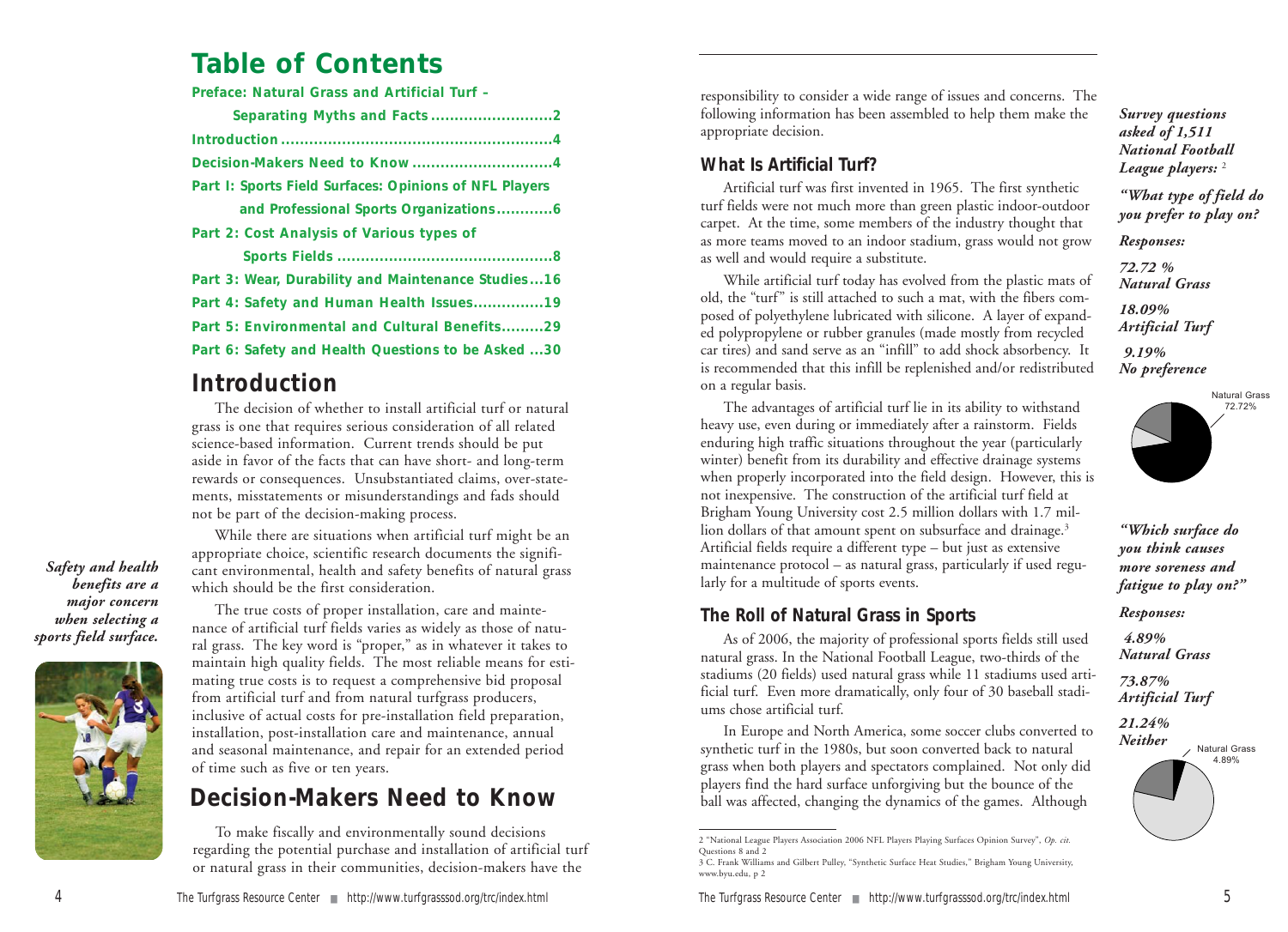# Table of Contents

**Preface: Natural Grass and Artificial Turf – Separating Myths and Facts ..........................2**

**Introduction ..........................................................4**

**Decision-Makers Need to Know ..............................4**

**Part I: Sports Field Surfaces: Opinions of NFL Players and Professional Sports Organizations............6**

**Part 2: Cost Analysis of Various types of Sports Fields ..............................................8**

**Part 3: Wear, Durability and Maintenance Studies...16**

**Part 4: Safety and Human Health Issues...............19**

**Part 5: Environmental and Cultural Benefits.........29**

**Part 6: Safety and Health Questions to be Asked ...30**

## Introduction

The decision of whether to install artificial turf or natural grass is one that requires serious consideration of all related science-based information. Current trends should be put aside in favor of the facts that can have short- and long-term rewards or consequences. Unsubstantiated claims, over-statements, misstatements or misunderstandings and fads should not be part of the decision-making process.

While there are situations when artificial turf might be an appropriate choice, scientific research documents the significant environmental, health and safety benefits of natural grass which should be the first consideration.

***Safety and health benefits are a major concern when selecting a sports field surface.***

The true costs of proper installation, care and maintenance of artificial turf fields varies as widely as those of natural grass. The key word is "proper," as in whatever it takes to maintain high quality fields. The most reliable means for estimating true costs is to request a comprehensive bid proposal from artificial turf and from natural turfgrass producers, inclusive of actual costs for pre-installation field preparation, installation, post-installation care and maintenance, annual and seasonal maintenance, and repair for an extended period of time such as five or ten years.

## Decision-Makers Need to Know

To make fiscally and environmentally sound decisions regarding the potential purchase and installation of artificial turf or natural grass in their communities, decision-makers have the responsibility to consider a wide range of issues and concerns. The following information has been assembled to help them make the appropriate decision.

### What Is Artificial Turf?

Artificial turf was first invented in 1965. The first synthetic turf fields were not much more than green plastic indoor-outdoor carpet. At the time, some members of the industry thought that as more teams moved to an indoor stadium, grass would not grow as well and would require a substitute.

While artificial turf today has evolved from the plastic mats of old, the "turf" is still attached to such a mat, with the fibers composed of polyethylene lubricated with silicone. A layer of expanded polypropylene or rubber granules (made mostly from recycled car tires) and sand serve as an "infill" to add shock absorbency. It is recommended that this infill be replenished and/or redistributed on a regular basis.

The advantages of artificial turf lie in its ability to withstand heavy use, even during or immediately after a rainstorm. Fields enduring high traffic situations throughout the year (particularly winter) benefit from its durability and effective drainage systems when properly incorporated into the field design. However, this is not inexpensive. The construction of the artificial turf field at Brigham Young University cost 2.5 million dollars with 1.7 million dollars of that amount spent on subsurface and drainage.[3] Artificial fields require a different type – but just as extensive maintenance protocol – as natural grass, particularly if used regularly for a multitude of sports events.

### The Roll of Natural Grass in Sports

As of 2006, the majority of professional sports fields still used natural grass. In the National Football League, two-thirds of the stadiums (20 fields) used natural grass while 11 stadiums used artificial turf. Even more dramatically, only four of 30 baseball stadiums chose artificial turf.

In Europe and North America, some soccer clubs converted to synthetic turf in the 1980s, but soon converted back to natural grass when both players and spectators complained. Not only did players find the hard surface unforgiving but the bounce of the ball was affected, changing the dynamics of the games. Although

***Survey questions asked of 1,511 National Football League players:*** [2]

***"What type of field do you prefer to play on?***

***Responses:***

***72.72 % Natural Grass***

***18.09% Artificial Turf***

***9.19% No preference***

Natural Grass 72.72%

***"Which surface do you think causes more soreness and fatigue to play on?"***

***Responses:***

***4.89% Natural Grass***

***73.87% Artificial Turf***

***21.24% Neither***

Natural Grass 4.89%

2 "National League Players Association 2006 NFL Players Playing Surfaces Opinion Survey", *Op. cit.* Questions 8 and 2

3 C. Frank Williams and Gilbert Pulley, "Synthetic Surface Heat Studies," Brigham Young University, www.byu.edu, p 2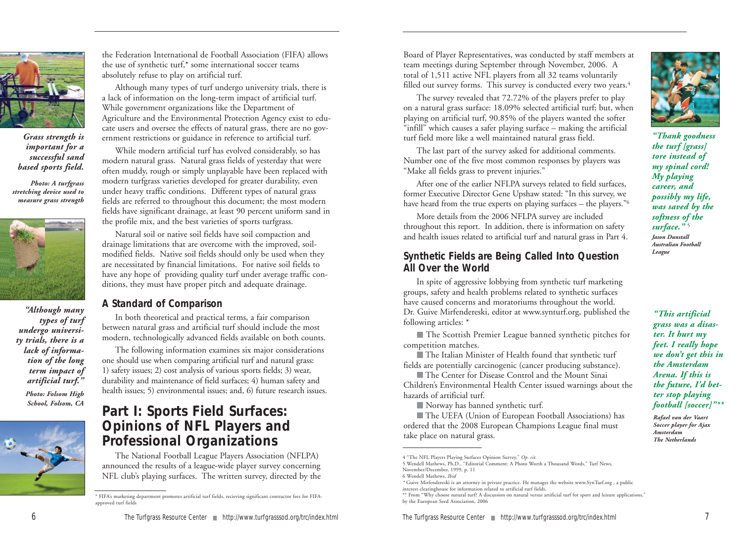*Grass strength is important for a successful sand based sports field.*

*Photo: A turfgrass stretching device used to measure grass strength*

*"Although many types of turf undergo university trials, there is a lack of information of the long term impact of artificial turf."*

*Photo: Folsom High School, Folsom, CA*

the Federation International de Football Association (FIFA) allows the use of synthetic turf,* some international soccer teams absolutely refuse to play on artificial turf.

Although many types of turf undergo university trials, there is a lack of information on the long-term impact of artificial turf. While government organizations like the Department of Agriculture and the Environmental Protection Agency exist to educate users and oversee the effects of natural grass, there are no government restrictions or guidance in reference to artificial turf.

While modern artificial turf has evolved considerably, so has modern natural grass. Natural grass fields of yesterday that were often muddy, rough or simply unplayable have been replaced with modern turfgrass varieties developed for greater durability, even under heavy traffic conditions. Different types of natural grass fields are referred to throughout this document; the most modern fields have significant drainage, at least 90 percent uniform sand in the profile mix, and the best varieties of sports turfgrass.

Natural soil or native soil fields have soil compaction and drainage limitations that are overcome with the improved, soil-modified fields. Native soil fields should only be used when they are necessitated by financial limitations. For native soil fields to have any hope of providing quality turf under average traffic conditions, they must have proper pitch and adequate drainage.

### A Standard of Comparison

In both theoretical and practical terms, a fair comparison between natural grass and artificial turf should include the most modern, technologically advanced fields available on both counts.

The following information examines six major considerations one should use when comparing artificial turf and natural grass: 1) safety issues; 2) cost analysis of various sports fields; 3) wear, durability and maintenance of field surfaces; 4) human safety and health issues; 5) environmental issues; and, 6) future research issues.

## Part I: Sports Field Surfaces: Opinions of NFL Players and Professional Organizations

The National Football League Players Association (NFLPA) announced the results of a league-wide player survey concerning NFL club's playing surfaces. The written survey, directed by the Board of Player Representatives, was conducted by staff members at team meetings during September through November, 2006. A total of 1,511 active NFL players from all 32 teams voluntarily filled out survey forms. This survey is conducted every two years.[4]

The survey revealed that 72.72% of the players prefer to play on a natural grass surface: 18.09% selected artificial turf; but, when playing on artificial turf, 90.85% of the players wanted the softer "infill" which causes a safer playing surface – making the artificial turf field more like a well maintained natural grass field.

The last part of the survey asked for additional comments. Number one of the five most common responses by players was "Make all fields grass to prevent injuries."

After one of the earlier NFLPA surveys related to field surfaces, former Executive Director Gene Upshaw stated: "In this survey, we have heard from the true experts on playing surfaces – the players."[6]

More details from the 2006 NFLPA survey are included throughout this report. In addition, there is information on safety and health issues related to artificial turf and natural grass in Part 4.

### Synthetic Fields are Being Called Into Question All Over the World

In spite of aggressive lobbying from synthetic turf marketing groups, safety and health problems related to synthetic surfaces have caused concerns and moratoriums throughout the world. Dr. Guive Mirfendereski, editor at www.synturf.org, published the following articles: *

- The Scottish Premier League banned synthetic pitches for competition matches.
- The Italian Minister of Health found that synthetic turf fields are potentially carcinogenic (cancer producing substance).
- The Center for Disease Control and the Mount Sinai Children's Environmental Health Center issued warnings about the hazards of artificial turf.
- Norway has banned synthetic turf.
- The UEFA (Union of European Football Associations) has ordered that the 2008 European Champions League final must take place on natural grass.

***"Thank goodness the turf [grass] tore instead of my spinal cord! My playing career, and possibly my life, was saved by the softness of the surface."*** [5]
***Jason Dunstall***
***Australian Football League***

***"This artificial grass was a disaster. It hurt my feet. I really hope we don't get this in the Amsterdam Arena. If this is the future, I'd better stop playing football [soccer]"*****
***Rafael van der Vaart***
***Soccer player for Ajax Amsterdam***
***The Netherlands***

---

\* FIFA's marketing department promotes artificial turf fields, recieving significant contractor fees for FIFA-approved turf fields

4 "The NFL Players Playing Surfaces Opinion Survey," *Op. cit.*
5 Wendell Mathews, Ph.D., "Editorial Comment: A Photo Worth a Thousand Words," Turf News, November/December, 1999, p. 11
6 Wendell Mathews, *Ibid*
\* Guive Mirfendereski is an attorney in private practice. He manages the website www.SynTurf.org , a public interest clearinghouse for information related to artificial turf fields.
\** From "Why choose natural turf? A discussion on natural versus artificial turf for sport and leisure applications," by the European Seed Association, 2006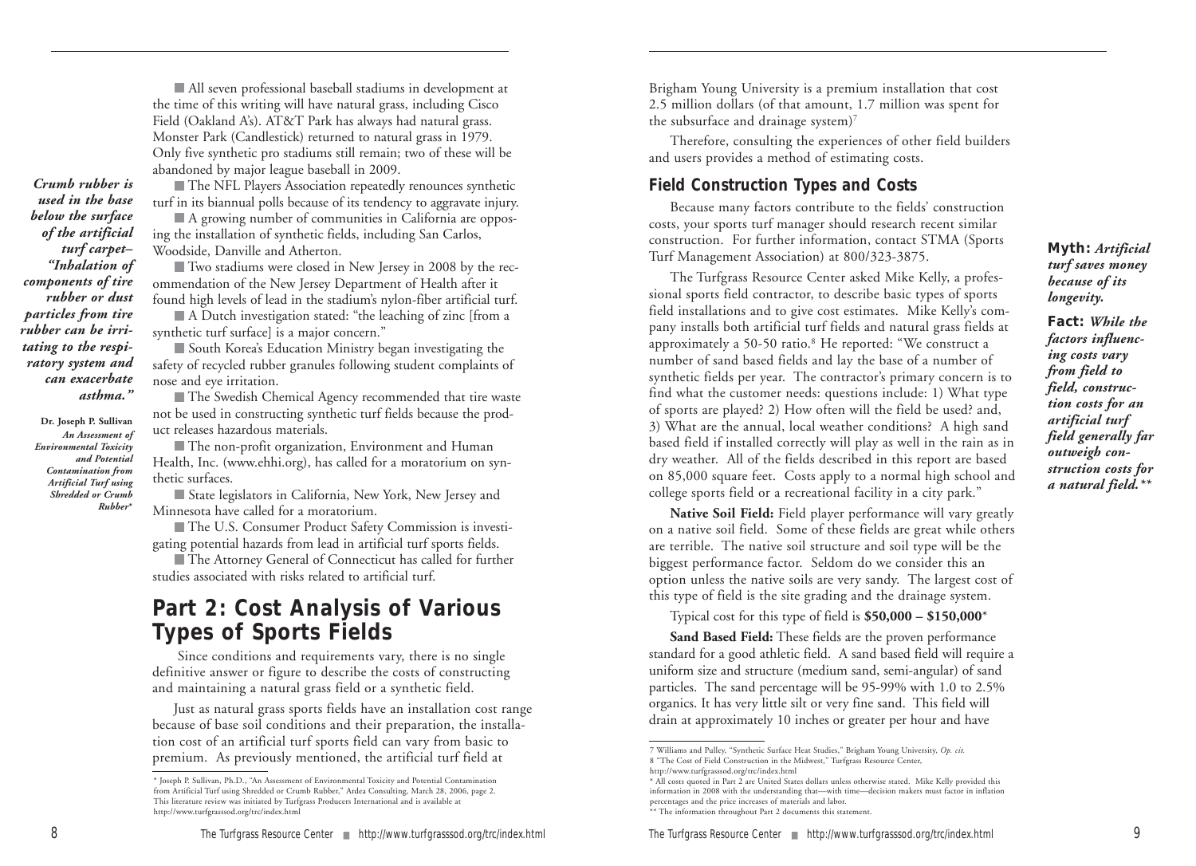All seven professional baseball stadiums in development at the time of this writing will have natural grass, including Cisco Field (Oakland A's). AT&T Park has always had natural grass. Monster Park (Candlestick) returned to natural grass in 1979. Only five synthetic pro stadiums still remain; two of these will be abandoned by major league baseball in 2009.

*Crumb rubber is used in the base below the surface of the artificial turf carpet– "Inhalation of components of tire rubber or dust particles from tire rubber can be irritating to the respiratory system and can exacerbate asthma."*

**Dr. Joseph P. Sullivan**
*An Assessment of Environmental Toxicity and Potential Contamination from Artificial Turf using Shredded or Crumb Rubber**

- The NFL Players Association repeatedly renounces synthetic turf in its biannual polls because of its tendency to aggravate injury.
- A growing number of communities in California are opposing the installation of synthetic fields, including San Carlos, Woodside, Danville and Atherton.
- Two stadiums were closed in New Jersey in 2008 by the recommendation of the New Jersey Department of Health after it found high levels of lead in the stadium's nylon-fiber artificial turf.
- A Dutch investigation stated: "the leaching of zinc [from a synthetic turf surface] is a major concern."
- South Korea's Education Ministry began investigating the safety of recycled rubber granules following student complaints of nose and eye irritation.
- The Swedish Chemical Agency recommended that tire waste not be used in constructing synthetic turf fields because the product releases hazardous materials.
- The non-profit organization, Environment and Human Health, Inc. (www.ehhi.org), has called for a moratorium on synthetic surfaces.
- State legislators in California, New York, New Jersey and Minnesota have called for a moratorium.
- The U.S. Consumer Product Safety Commission is investigating potential hazards from lead in artificial turf sports fields.
- The Attorney General of Connecticut has called for further studies associated with risks related to artificial turf.

## Part 2: Cost Analysis of Various Types of Sports Fields

Since conditions and requirements vary, there is no single definitive answer or figure to describe the costs of constructing and maintaining a natural grass field or a synthetic field.

Just as natural grass sports fields have an installation cost range because of base soil conditions and their preparation, the installation cost of an artificial turf sports field can vary from basic to premium. As previously mentioned, the artificial turf field at Brigham Young University is a premium installation that cost 2.5 million dollars (of that amount, 1.7 million was spent for the subsurface and drainage system)[7]

Therefore, consulting the experiences of other field builders and users provides a method of estimating costs.

**Myth:** *Artificial turf saves money because of its longevity.*

**Fact:** *While the factors influencing costs vary from field to field, construction costs for an artificial turf field generally far outweigh construction costs for a natural field.***

### Field Construction Types and Costs

Because many factors contribute to the fields' construction costs, your sports turf manager should research recent similar construction. For further information, contact STMA (Sports Turf Management Association) at 800/323-3875.

The Turfgrass Resource Center asked Mike Kelly, a professional sports field contractor, to describe basic types of sports field installations and to give cost estimates. Mike Kelly's company installs both artificial turf fields and natural grass fields at approximately a 50-50 ratio.[8] He reported: "We construct a number of sand based fields and lay the base of a number of synthetic fields per year. The contractor's primary concern is to find what the customer needs: questions include: 1) What type of sports are played? 2) How often will the field be used? and, 3) What are the annual, local weather conditions? A high sand based field if installed correctly will play as well in the rain as in dry weather. All of the fields described in this report are based on 85,000 square feet. Costs apply to a normal high school and college sports field or a recreational facility in a city park."

**Native Soil Field:** Field player performance will vary greatly on a native soil field. Some of these fields are great while others are terrible. The native soil structure and soil type will be the biggest performance factor. Seldom do we consider this an option unless the native soils are very sandy. The largest cost of this type of field is the site grading and the drainage system.

Typical cost for this type of field is **$50,000 – $150,000***

**Sand Based Field:** These fields are the proven performance standard for a good athletic field. A sand based field will require a uniform size and structure (medium sand, semi-angular) of sand particles. The sand percentage will be 95-99% with 1.0 to 2.5% organics. It has very little silt or very fine sand. This field will drain at approximately 10 inches or greater per hour and have

---

\* Joseph P. Sullivan, Ph.D., "An Assessment of Environmental Toxicity and Potential Contamination from Artificial Turf using Shredded or Crumb Rubber," Ardea Consulting, March 28, 2006, page 2. This literature review was initiated by Turfgrass Producers International and is available at http://www.turfgrasssod.org/trc/index.html

7 Williams and Pulley, "Synthetic Surface Heat Studies," Brigham Young University, *Op. cit.*

8 "The Cost of Field Construction in the Midwest," Turfgrass Resource Center, http://www.turfgrasssod.org/trc/index.html

\* All costs quoted in Part 2 are United States dollars unless otherwise stated. Mike Kelly provided this information in 2008 with the understanding that—with time—decision makers must factor in inflation percentages and the price increases of materials and labor.

\*\* The information throughout Part 2 documents this statement.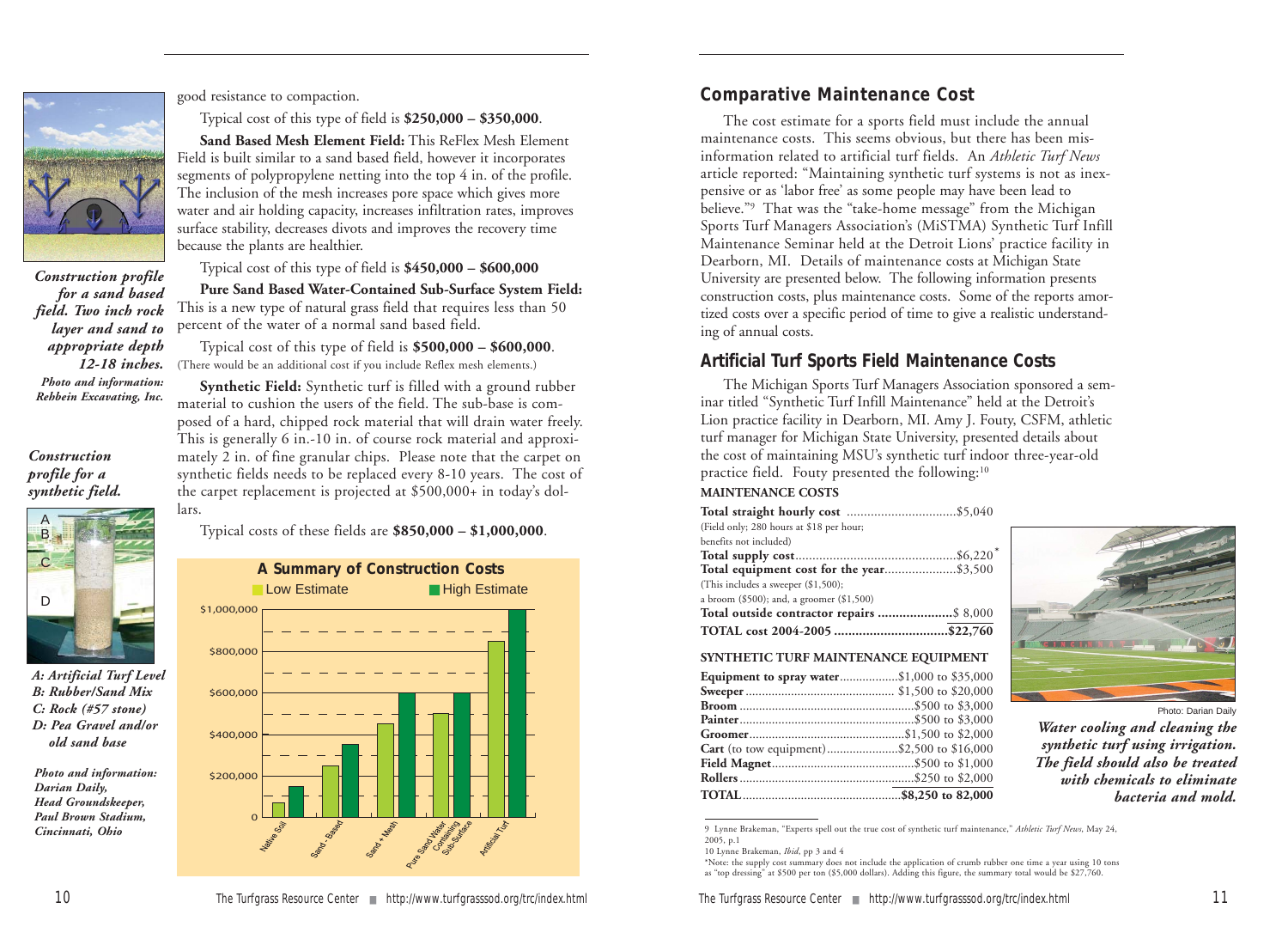good resistance to compaction.

Typical cost of this type of field is **$250,000 – $350,000**.

**Sand Based Mesh Element Field:** This ReFlex Mesh Element Field is built similar to a sand based field, however it incorporates segments of polypropylene netting into the top 4 in. of the profile. The inclusion of the mesh increases pore space which gives more water and air holding capacity, increases infiltration rates, improves surface stability, decreases divots and improves the recovery time because the plants are healthier.

Typical cost of this type of field is **$450,000 – $600,000**

**Pure Sand Based Water-Contained Sub-Surface System Field:** This is a new type of natural grass field that requires less than 50 percent of the water of a normal sand based field.

Typical cost of this type of field is **$500,000 – $600,000**. (There would be an additional cost if you include Reflex mesh elements.)

**Synthetic Field:** Synthetic turf is filled with a ground rubber material to cushion the users of the field. The sub-base is composed of a hard, chipped rock material that will drain water freely. This is generally 6 in.-10 in. of course rock material and approximately 2 in. of fine granular chips. Please note that the carpet on synthetic fields needs to be replaced every 8-10 years. The cost of the carpet replacement is projected at $500,000+ in today's dollars.

Typical costs of these fields are **$850,000 – $1,000,000**.

***Construction profile for a sand based field. Two inch rock layer and sand to appropriate depth 12-18 inches.***
***Photo and information: Rehbein Excavating, Inc.***

***Construction profile for a synthetic field.***

***A: Artificial Turf Level***
***B: Rubber/Sand Mix***
***C: Rock (#57 stone)***
***D: Pea Gravel and/or old sand base***

***Photo and information: Darian Daily, Head Groundskeeper, Paul Brown Stadium, Cincinnati, Ohio***

**A Summary of Construction Costs**

| Field Type | Low Estimate | High Estimate |
|---|---|---|
| Native Soil | | |
| Sand-Based | $250,000 | $350,000 |
| Sand + Mesh | $450,000 | $600,000 |
| Pure Sand Water Containing Sub-Surface | $500,000 | $600,000 |
| Artificial Turf | $850,000 | $1,000,000 |

## Comparative Maintenance Cost

The cost estimate for a sports field must include the annual maintenance costs. This seems obvious, but there has been misinformation related to artificial turf fields. An *Athletic Turf News* article reported: "Maintaining synthetic turf systems is not as inexpensive or as 'labor free' as some people may have been lead to believe."[9] That was the "take-home message" from the Michigan Sports Turf Managers Association's (MiSTMA) Synthetic Turf Infill Maintenance Seminar held at the Detroit Lions' practice facility in Dearborn, MI. Details of maintenance costs at Michigan State University are presented below. The following information presents construction costs, plus maintenance costs. Some of the reports amortized costs over a specific period of time to give a realistic understanding of annual costs.

## Artificial Turf Sports Field Maintenance Costs

The Michigan Sports Turf Managers Association sponsored a seminar titled "Synthetic Turf Infill Maintenance" held at the Detroit's Lion practice facility in Dearborn, MI. Amy J. Fouty, CSFM, athletic turf manager for Michigan State University, presented details about the cost of maintaining MSU's synthetic turf indoor three-year-old practice field. Fouty presented the following:[10]

**MAINTENANCE COSTS**

| Item | Cost |
|---|---|
| **Total straight hourly cost** (Field only; 280 hours at $18 per hour; benefits not included) | $5,040 |
| **Total supply cost** | $6,220* |
| **Total equipment cost for the year** (This includes a sweeper ($1,500); a broom ($500); and, a groomer ($1,500) | $3,500 |
| **Total outside contractor repairs** | **$ 8,000** |
| **TOTAL cost 2004-2005** | **$22,760** |

**SYNTHETIC TURF MAINTENANCE EQUIPMENT**

| Item | Cost |
|---|---|
| **Equipment to spray water** | $1,000 to $35,000 |
| **Sweeper** | $1,500 to $20,000 |
| **Broom** | $500 to $3,000 |
| **Painter** | $500 to $3,000 |
| **Groomer** | $1,500 to $2,000 |
| **Cart** (to tow equipment) | $2,500 to $16,000 |
| **Field Magnet** | $500 to $1,000 |
| **Rollers** | $250 to $2,000 |
| **TOTAL** | **$8,250 to 82,000** |

Photo: Darian Daily

***Water cooling and cleaning the synthetic turf using irrigation. The field should also be treated with chemicals to eliminate bacteria and mold.***

9 Lynne Brakeman, "Experts spell out the true cost of synthetic turf maintenance," *Athletic Turf News*, May 24, 2005, p.1

10 Lynne Brakeman, *Ibid*, pp 3 and 4

*Note: the supply cost summary does not include the application of crumb rubber one time a year using 10 tons as "top dressing" at $500 per ton ($5,000 dollars). Adding this figure, the summary total would be $27,760.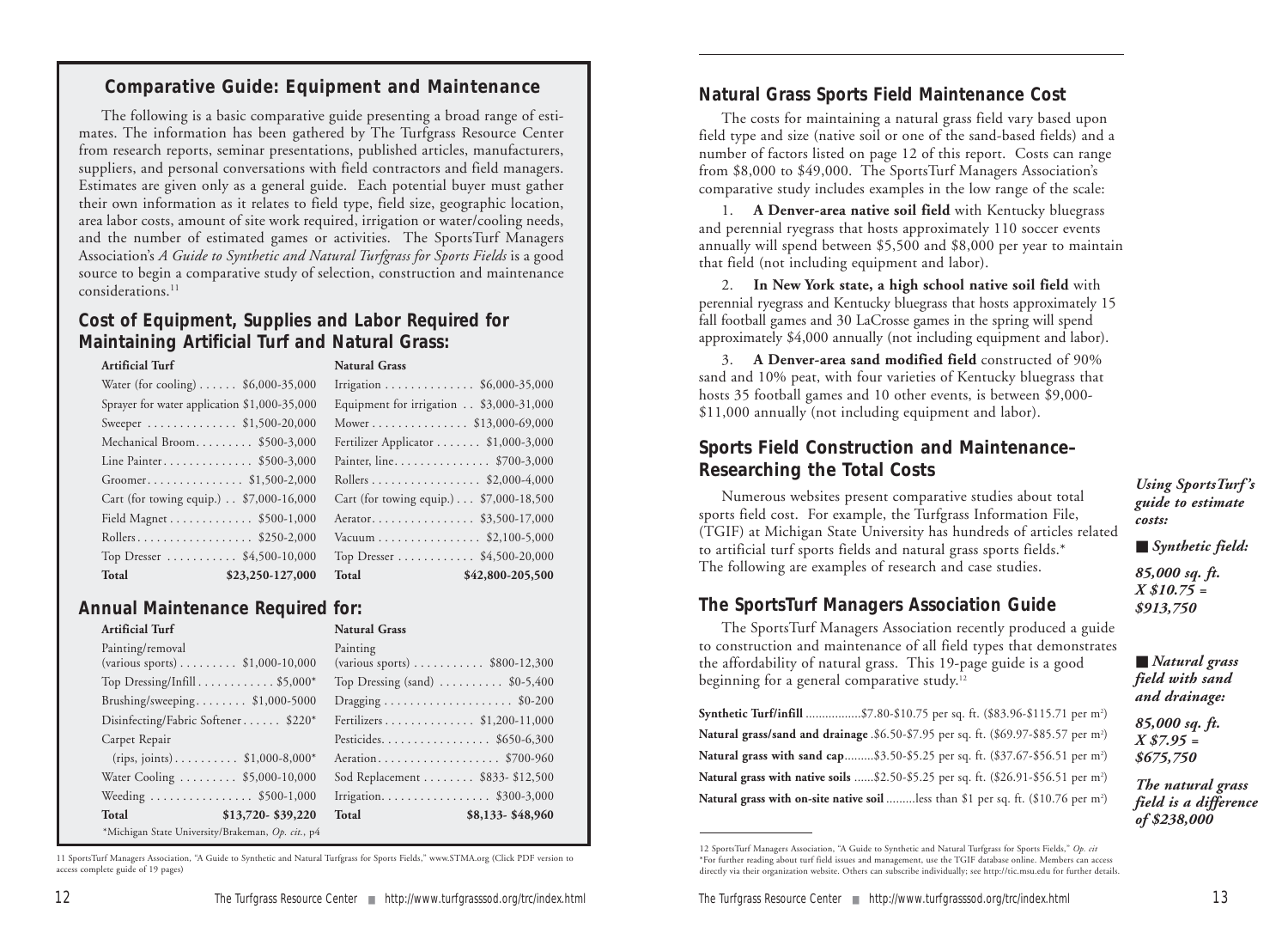## Comparative Guide: Equipment and Maintenance

The following is a basic comparative guide presenting a broad range of estimates. The information has been gathered by The Turfgrass Resource Center from research reports, seminar presentations, published articles, manufacturers, suppliers, and personal conversations with field contractors and field managers. Estimates are given only as a general guide. Each potential buyer must gather their own information as it relates to field type, field size, geographic location, area labor costs, amount of site work required, irrigation or water/cooling needs, and the number of estimated games or activities. The SportsTurf Managers Association's *A Guide to Synthetic and Natural Turfgrass for Sports Fields* is a good source to begin a comparative study of selection, construction and maintenance considerations.[11]

### Cost of Equipment, Supplies and Labor Required for Maintaining Artificial Turf and Natural Grass:

| Artificial Turf | | Natural Grass | |
|---|---|---|---|
| Water (for cooling) | $6,000-35,000 | Irrigation | $6,000-35,000 |
| Sprayer for water application | $1,000-35,000 | Equipment for irrigation | $3,000-31,000 |
| Sweeper | $1,500-20,000 | Mower | $13,000-69,000 |
| Mechanical Broom | $500-3,000 | Fertilizer Applicator | $1,000-3,000 |
| Line Painter | $500-3,000 | Painter, line | $700-3,000 |
| Groomer | $1,500-2,000 | Rollers | $2,000-4,000 |
| Cart (for towing equip.) | $7,000-16,000 | Cart (for towing equip.) | $7,000-18,500 |
| Field Magnet | $500-1,000 | Aerator | $3,500-17,000 |
| Rollers | $250-2,000 | Vacuum | $2,100-5,000 |
| Top Dresser | $4,500-10,000 | Top Dresser | $4,500-20,000 |
| **Total** | **$23,250-127,000** | **Total** | **$42,800-205,500** |

### Annual Maintenance Required for:

| Artificial Turf | | Natural Grass | |
|---|---|---|---|
| Painting/removal (various sports) | $1,000-10,000 | Painting (various sports) | $800-12,300 |
| Top Dressing/Infill | $5,000* | Top Dressing (sand) | $0-5,400 |
| Brushing/sweeping | $1,000-5000 | Dragging | $0-200 |
| Disinfecting/Fabric Softener | $220* | Fertilizers | $1,200-11,000 |
| Carpet Repair (rips, joints) | $1,000-8,000* | Pesticides | $650-6,300 |
| | | Aeration | $700-960 |
| Water Cooling | $5,000-10,000 | Sod Replacement | $833- $12,500 |
| Weeding | $500-1,000 | Irrigation | $300-3,000 |
| **Total** | **$13,720- $39,220** | **Total** | **$8,133- $48,960** |

*Michigan State University/Brakeman, *Op. cit.*, p4

11 SportsTurf Managers Association, "A Guide to Synthetic and Natural Turfgrass for Sports Fields," www.STMA.org (Click PDF version to access complete guide of 19 pages)

## Natural Grass Sports Field Maintenance Cost

The costs for maintaining a natural grass field vary based upon field type and size (native soil or one of the sand-based fields) and a number of factors listed on page 12 of this report. Costs can range from $8,000 to $49,000. The SportsTurf Managers Association's comparative study includes examples in the low range of the scale:

1. **A Denver-area native soil field** with Kentucky bluegrass and perennial ryegrass that hosts approximately 110 soccer events annually will spend between $5,500 and $8,000 per year to maintain that field (not including equipment and labor).

2. **In New York state, a high school native soil field** with perennial ryegrass and Kentucky bluegrass that hosts approximately 15 fall football games and 30 LaCrosse games in the spring will spend approximately $4,000 annually (not including equipment and labor).

3. **A Denver-area sand modified field** constructed of 90% sand and 10% peat, with four varieties of Kentucky bluegrass that hosts 35 football games and 10 other events, is between $9,000-$11,000 annually (not including equipment and labor).

## Sports Field Construction and Maintenance–Researching the Total Costs

Numerous websites present comparative studies about total sports field cost. For example, the Turfgrass Information File, (TGIF) at Michigan State University has hundreds of articles related to artificial turf sports fields and natural grass sports fields.* The following are examples of research and case studies.

## The SportsTurf Managers Association Guide

The SportsTurf Managers Association recently produced a guide to construction and maintenance of all field types that demonstrates the affordability of natural grass. This 19-page guide is a good beginning for a general comparative study.[12]

**Synthetic Turf/infill** .................$7.80-$10.75 per sq. ft. ($83.96-$115.71 per m²)
**Natural grass/sand and drainage** .$6.50-$7.95 per sq. ft. ($69.97-$85.57 per m²)
**Natural grass with sand cap**.........$3.50-$5.25 per sq. ft. ($37.67-$56.51 per m²)
**Natural grass with native soils** ......$2.50-$5.25 per sq. ft. ($26.91-$56.51 per m²)
**Natural grass with on-site native soil** .........less than $1 per sq. ft. ($10.76 per m²)

***Using SportsTurf's guide to estimate costs:***

■ ***Synthetic field:***

***85,000 sq. ft. X $10.75 = $913,750***

■ ***Natural grass field with sand and drainage:***

***85,000 sq. ft. X $7.95 = $675,750***

***The natural grass field is a difference of $238,000***

12 SportsTurf Managers Association, "A Guide to Synthetic and Natural Turfgrass for Sports Fields," *Op. cit*
*For further reading about turf field issues and management, use the TGIF database online. Members can access directly via their organization website. Others can subscribe individually; see http://tic.msu.edu for further details.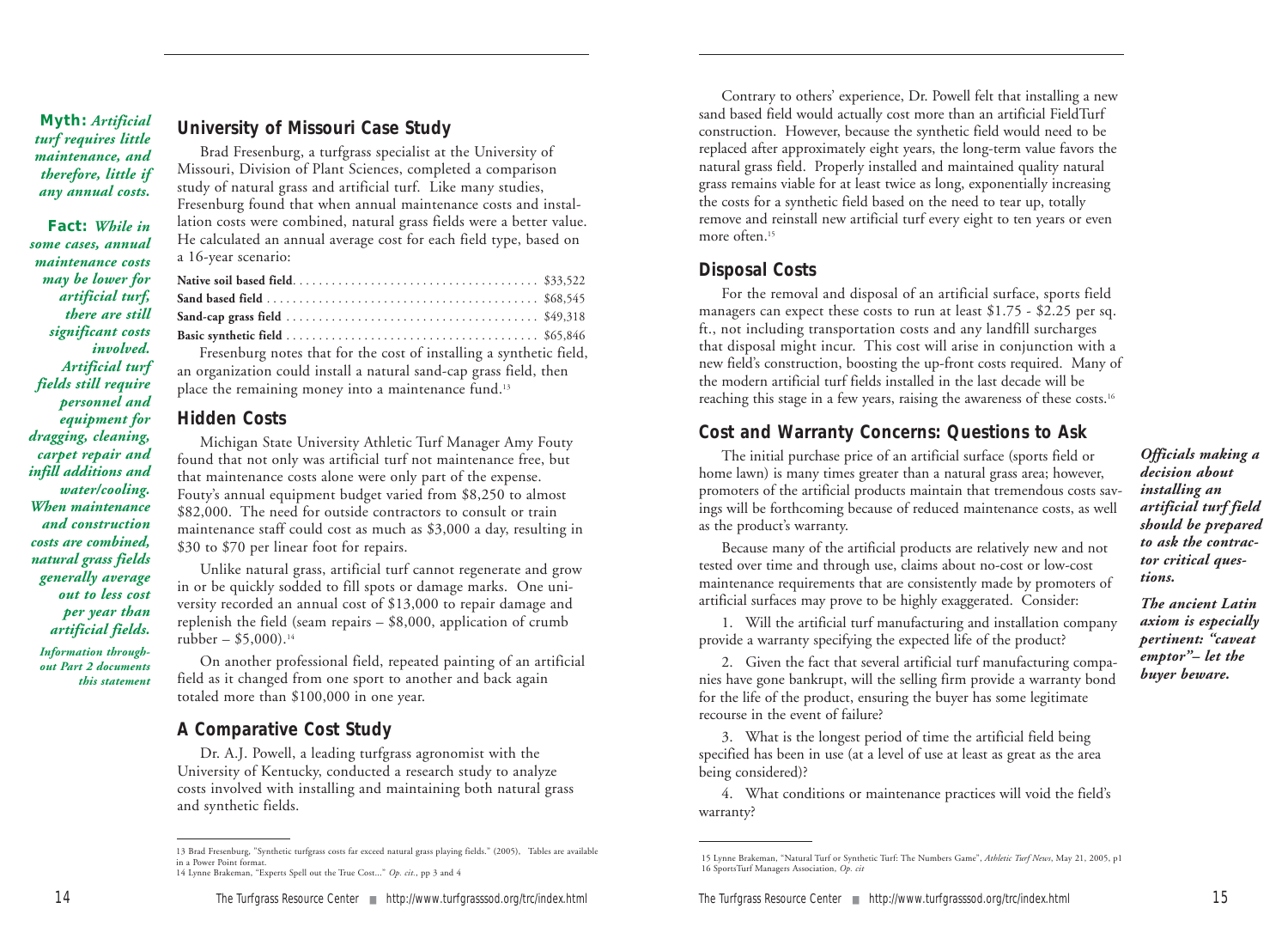***Myth:** Artificial turf requires little maintenance, and therefore, little if any annual costs.*

***Fact:** While in some cases, annual maintenance costs may be lower for artificial turf, there are still significant costs involved. Artificial turf fields still require personnel and equipment for dragging, cleaning, carpet repair and infill additions and water/cooling. When maintenance and construction costs are combined, natural grass fields generally average out to less cost per year than artificial fields.*

*Information throughout Part 2 documents this statement*

## University of Missouri Case Study

Brad Fresenburg, a turfgrass specialist at the University of Missouri, Division of Plant Sciences, completed a comparison study of natural grass and artificial turf. Like many studies, Fresenburg found that when annual maintenance costs and installation costs were combined, natural grass fields were a better value. He calculated an annual average cost for each field type, based on a 16-year scenario:

| | |
|---|---|
| **Native soil based field** | $33,522 |
| **Sand based field** | $68,545 |
| **Sand-cap grass field** | $49,318 |
| **Basic synthetic field** | $65,846 |

Fresenburg notes that for the cost of installing a synthetic field, an organization could install a natural sand-cap grass field, then place the remaining money into a maintenance fund.[13]

## Hidden Costs

Michigan State University Athletic Turf Manager Amy Fouty found that not only was artificial turf not maintenance free, but that maintenance costs alone were only part of the expense. Fouty's annual equipment budget varied from $8,250 to almost $82,000. The need for outside contractors to consult or train maintenance staff could cost as much as $3,000 a day, resulting in $30 to $70 per linear foot for repairs.

Unlike natural grass, artificial turf cannot regenerate and grow in or be quickly sodded to fill spots or damage marks. One university recorded an annual cost of $13,000 to repair damage and replenish the field (seam repairs – $8,000, application of crumb rubber – $5,000).[14]

On another professional field, repeated painting of an artificial field as it changed from one sport to another and back again totaled more than $100,000 in one year.

## A Comparative Cost Study

Dr. A.J. Powell, a leading turfgrass agronomist with the University of Kentucky, conducted a research study to analyze costs involved with installing and maintaining both natural grass and synthetic fields.

13 Brad Fresenburg, "Synthetic turfgrass costs far exceed natural grass playing fields." (2005), Tables are available in a Power Point format.
14 Lynne Brakeman, "Experts Spell out the True Cost..." *Op. cit.*, pp 3 and 4

Contrary to others' experience, Dr. Powell felt that installing a new sand based field would actually cost more than an artificial FieldTurf construction. However, because the synthetic field would need to be replaced after approximately eight years, the long-term value favors the natural grass field. Properly installed and maintained quality natural grass remains viable for at least twice as long, exponentially increasing the costs for a synthetic field based on the need to tear up, totally remove and reinstall new artificial turf every eight to ten years or even more often.[15]

## Disposal Costs

For the removal and disposal of an artificial surface, sports field managers can expect these costs to run at least $1.75 - $2.25 per sq. ft., not including transportation costs and any landfill surcharges that disposal might incur. This cost will arise in conjunction with a new field's construction, boosting the up-front costs required. Many of the modern artificial turf fields installed in the last decade will be reaching this stage in a few years, raising the awareness of these costs.[16]

## Cost and Warranty Concerns: Questions to Ask

The initial purchase price of an artificial surface (sports field or home lawn) is many times greater than a natural grass area; however, promoters of the artificial products maintain that tremendous costs savings will be forthcoming because of reduced maintenance costs, as well as the product's warranty.

Because many of the artificial products are relatively new and not tested over time and through use, claims about no-cost or low-cost maintenance requirements that are consistently made by promoters of artificial surfaces may prove to be highly exaggerated. Consider:

1. Will the artificial turf manufacturing and installation company provide a warranty specifying the expected life of the product?

2. Given the fact that several artificial turf manufacturing companies have gone bankrupt, will the selling firm provide a warranty bond for the life of the product, ensuring the buyer has some legitimate recourse in the event of failure?

3. What is the longest period of time the artificial field being specified has been in use (at a level of use at least as great as the area being considered)?

4. What conditions or maintenance practices will void the field's warranty?

***Officials making a decision about installing an artificial turf field should be prepared to ask the contractor critical questions.***

***The ancient Latin axiom is especially pertinent: "caveat emptor"– let the buyer beware.***

15 Lynne Brakeman, "Natural Turf or Synthetic Turf: The Numbers Game", *Athletic Turf News*, May 21, 2005, p1
16 SportsTurf Managers Association, *Op. cit*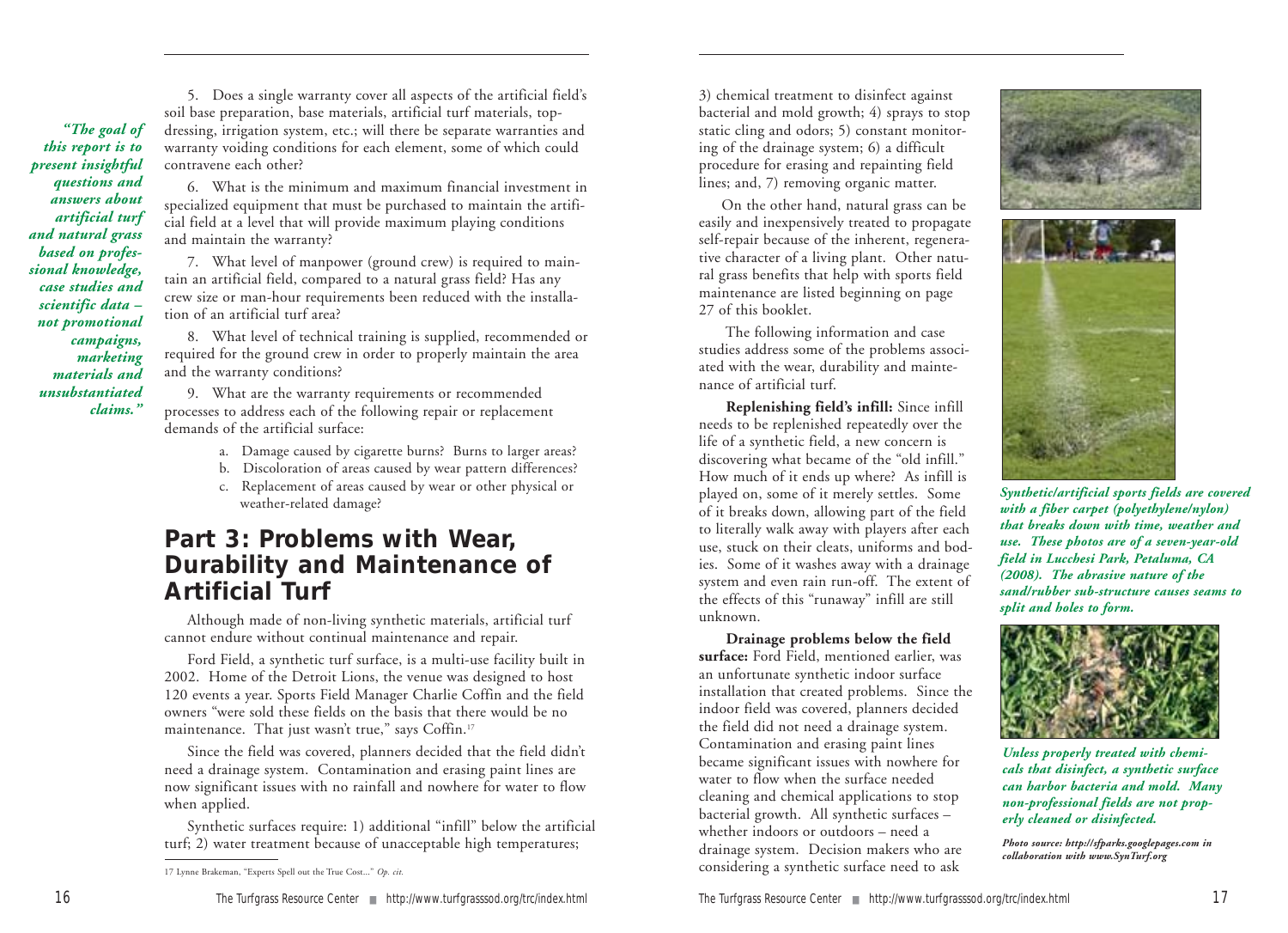*"The goal of this report is to present insightful questions and answers about artificial turf and natural grass based on professional knowledge, case studies and scientific data – not promotional campaigns, marketing materials and unsubstantiated claims."*

5. Does a single warranty cover all aspects of the artificial field's soil base preparation, base materials, artificial turf materials, top-dressing, irrigation system, etc.; will there be separate warranties and warranty voiding conditions for each element, some of which could contravene each other?

6. What is the minimum and maximum financial investment in specialized equipment that must be purchased to maintain the artificial field at a level that will provide maximum playing conditions and maintain the warranty?

7. What level of manpower (ground crew) is required to maintain an artificial field, compared to a natural grass field? Has any crew size or man-hour requirements been reduced with the installation of an artificial turf area?

8. What level of technical training is supplied, recommended or required for the ground crew in order to properly maintain the area and the warranty conditions?

9. What are the warranty requirements or recommended processes to address each of the following repair or replacement demands of the artificial surface:

   a. Damage caused by cigarette burns? Burns to larger areas?
   b. Discoloration of areas caused by wear pattern differences?
   c. Replacement of areas caused by wear or other physical or weather-related damage?

## Part 3: Problems with Wear, Durability and Maintenance of Artificial Turf

Although made of non-living synthetic materials, artificial turf cannot endure without continual maintenance and repair.

Ford Field, a synthetic turf surface, is a multi-use facility built in 2002. Home of the Detroit Lions, the venue was designed to host 120 events a year. Sports Field Manager Charlie Coffin and the field owners "were sold these fields on the basis that there would be no maintenance. That just wasn't true," says Coffin.[17]

Since the field was covered, planners decided that the field didn't need a drainage system. Contamination and erasing paint lines are now significant issues with no rainfall and nowhere for water to flow when applied.

Synthetic surfaces require: 1) additional "infill" below the artificial turf; 2) water treatment because of unacceptable high temperatures; 3) chemical treatment to disinfect against bacterial and mold growth; 4) sprays to stop static cling and odors; 5) constant monitoring of the drainage system; 6) a difficult procedure for erasing and repainting field lines; and, 7) removing organic matter.

On the other hand, natural grass can be easily and inexpensively treated to propagate self-repair because of the inherent, regenerative character of a living plant. Other natural grass benefits that help with sports field maintenance are listed beginning on page 27 of this booklet.

The following information and case studies address some of the problems associated with the wear, durability and maintenance of artificial turf.

**Replenishing field's infill:** Since infill needs to be replenished repeatedly over the life of a synthetic field, a new concern is discovering what became of the "old infill." How much of it ends up where? As infill is played on, some of it merely settles. Some of it breaks down, allowing part of the field to literally walk away with players after each use, stuck on their cleats, uniforms and bodies. Some of it washes away with a drainage system and even rain run-off. The extent of the effects of this "runaway" infill are still unknown.

**Drainage problems below the field surface:** Ford Field, mentioned earlier, was an unfortunate synthetic indoor surface installation that created problems. Since the indoor field was covered, planners decided the field did not need a drainage system. Contamination and erasing paint lines became significant issues with nowhere for water to flow when the surface needed cleaning and chemical applications to stop bacterial growth. All synthetic surfaces – whether indoors or outdoors – need a drainage system. Decision makers who are considering a synthetic surface need to ask

*Synthetic/artificial sports fields are covered with a fiber carpet (polyethylene/nylon) that breaks down with time, weather and use. These photos are of a seven-year-old field in Lucchesi Park, Petaluma, CA (2008). The abrasive nature of the sand/rubber sub-structure causes seams to split and holes to form.*

*Unless properly treated with chemicals that disinfect, a synthetic surface can harbor bacteria and mold. Many non-professional fields are not properly cleaned or disinfected.*

*Photo source: http://sfparks.googlepages.com in collaboration with www.SynTurf.org*

---

17 Lynne Brakeman, "Experts Spell out the True Cost..." *Op. cit.*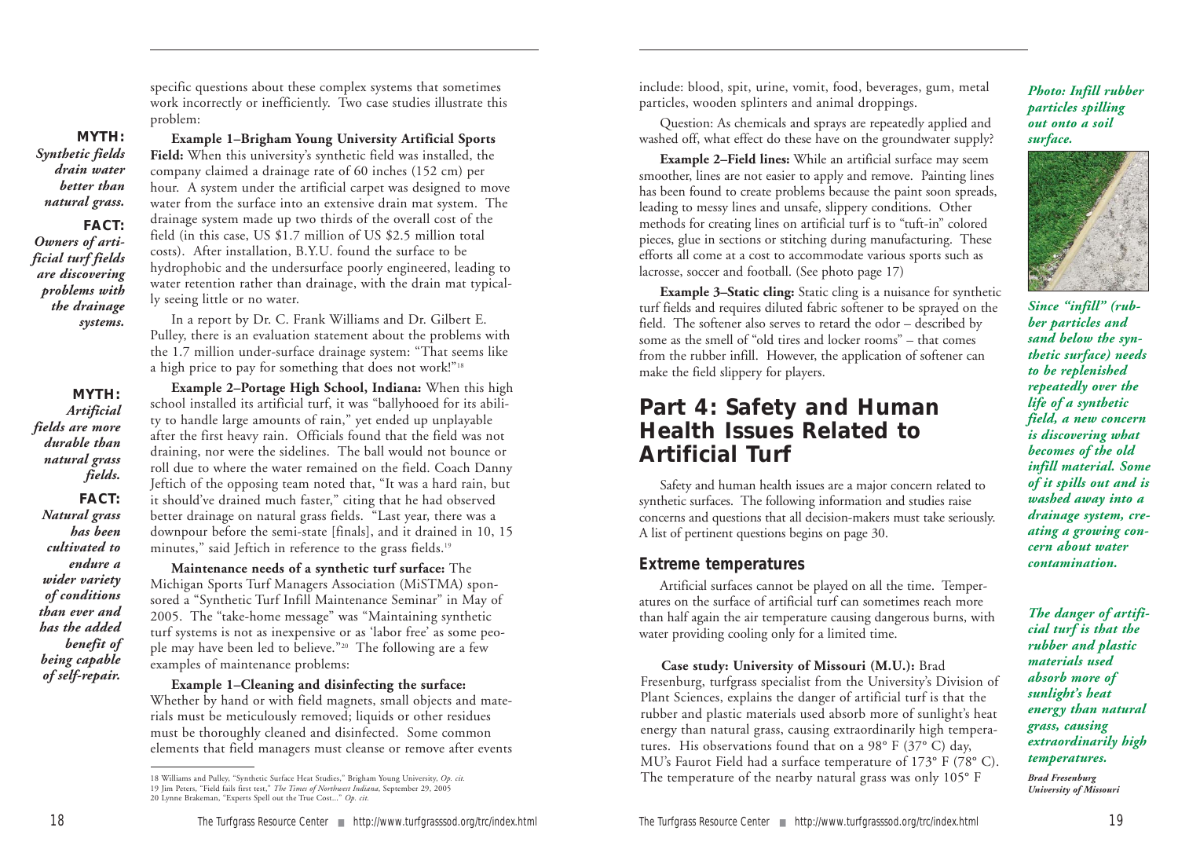specific questions about these complex systems that sometimes work incorrectly or inefficiently. Two case studies illustrate this problem:

**MYTH:** *Synthetic fields drain water better than natural grass.*

**FACT:** *Owners of artificial turf fields are discovering problems with the drainage systems.*

**Example 1–Brigham Young University Artificial Sports Field:** When this university's synthetic field was installed, the company claimed a drainage rate of 60 inches (152 cm) per hour. A system under the artificial carpet was designed to move water from the surface into an extensive drain mat system. The drainage system made up two thirds of the overall cost of the field (in this case, US $1.7 million of US $2.5 million total costs). After installation, B.Y.U. found the surface to be hydrophobic and the undersurface poorly engineered, leading to water retention rather than drainage, with the drain mat typically seeing little or no water.

In a report by Dr. C. Frank Williams and Dr. Gilbert E. Pulley, there is an evaluation statement about the problems with the 1.7 million under-surface drainage system: "That seems like a high price to pay for something that does not work!"[18]

**MYTH:** *Artificial fields are more durable than natural grass fields.*

**FACT:** *Natural grass has been cultivated to endure a wider variety of conditions than ever and has the added benefit of being capable of self-repair.*

**Example 2–Portage High School, Indiana:** When this high school installed its artificial turf, it was "ballyhooed for its ability to handle large amounts of rain," yet ended up unplayable after the first heavy rain. Officials found that the field was not draining, nor were the sidelines. The ball would not bounce or roll due to where the water remained on the field. Coach Danny Jeftich of the opposing team noted that, "It was a hard rain, but it should've drained much faster," citing that he had observed better drainage on natural grass fields. "Last year, there was a downpour before the semi-state [finals], and it drained in 10, 15 minutes," said Jeftich in reference to the grass fields.[19]

**Maintenance needs of a synthetic turf surface:** The Michigan Sports Turf Managers Association (MiSTMA) sponsored a "Synthetic Turf Infill Maintenance Seminar" in May of 2005. The "take-home message" was "Maintaining synthetic turf systems is not as inexpensive or as 'labor free' as some people may have been led to believe."[20] The following are a few examples of maintenance problems:

**Example 1–Cleaning and disinfecting the surface:** Whether by hand or with field magnets, small objects and materials must be meticulously removed; liquids or other residues must be thoroughly cleaned and disinfected. Some common elements that field managers must cleanse or remove after events include: blood, spit, urine, vomit, food, beverages, gum, metal particles, wooden splinters and animal droppings.

Question: As chemicals and sprays are repeatedly applied and washed off, what effect do these have on the groundwater supply?

**Example 2–Field lines:** While an artificial surface may seem smoother, lines are not easier to apply and remove. Painting lines has been found to create problems because the paint soon spreads, leading to messy lines and unsafe, slippery conditions. Other methods for creating lines on artificial turf is to "tuft-in" colored pieces, glue in sections or stitching during manufacturing. These efforts all come at a cost to accommodate various sports such as lacrosse, soccer and football. (See photo page 17)

**Example 3–Static cling:** Static cling is a nuisance for synthetic turf fields and requires diluted fabric softener to be sprayed on the field. The softener also serves to retard the odor – described by some as the smell of "old tires and locker rooms" – that comes from the rubber infill. However, the application of softener can make the field slippery for players.

***Photo: Infill rubber particles spilling out onto a soil surface.***

***Since "infill" (rubber particles and sand below the synthetic surface) needs to be replenished repeatedly over the life of a synthetic field, a new concern is discovering what becomes of the old infill material. Some of it spills out and is washed away into a drainage system, creating a growing concern about water contamination.***

## Part 4: Safety and Human Health Issues Related to Artificial Turf

Safety and human health issues are a major concern related to synthetic surfaces. The following information and studies raise concerns and questions that all decision-makers must take seriously. A list of pertinent questions begins on page 30.

### Extreme temperatures

Artificial surfaces cannot be played on all the time. Temperatures on the surface of artificial turf can sometimes reach more than half again the air temperature causing dangerous burns, with water providing cooling only for a limited time.

**Case study: University of Missouri (M.U.):** Brad Fresenburg, turfgrass specialist from the University's Division of Plant Sciences, explains the danger of artificial turf is that the rubber and plastic materials used absorb more of sunlight's heat energy than natural grass, causing extraordinarily high temperatures. His observations found that on a 98° F (37° C) day, MU's Faurot Field had a surface temperature of 173° F (78° C). The temperature of the nearby natural grass was only 105° F

***The danger of artificial turf is that the rubber and plastic materials used absorb more of sunlight's heat energy than natural grass, causing extraordinarily high temperatures.***

***Brad Fresenburg***
***University of Missouri***

---

18 Williams and Pulley, "Synthetic Surface Heat Studies," Brigham Young University, *Op. cit.*
19 Jim Peters, "Field fails first test," *The Times of Northwest Indiana*, September 29, 2005
20 Lynne Brakeman, "Experts Spell out the True Cost..." *Op. cit.*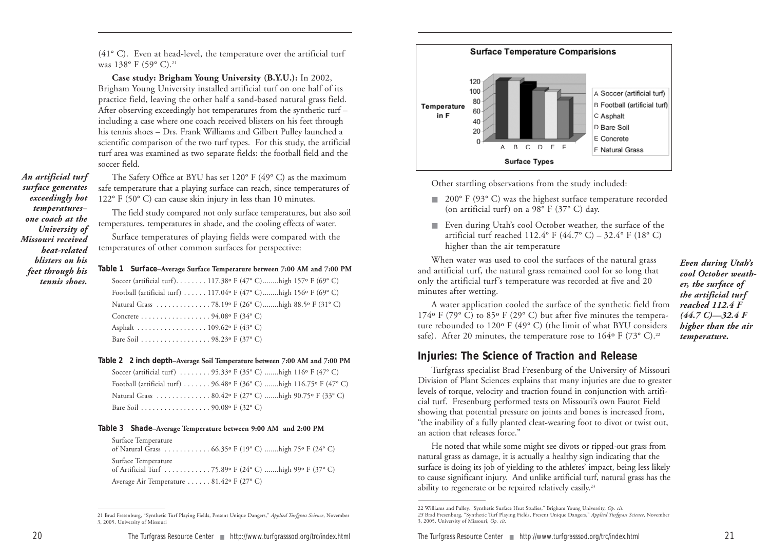(41° C). Even at head-level, the temperature over the artificial turf was 138° F (59° C).[21]

**Case study: Brigham Young University (B.Y.U.):** In 2002, Brigham Young University installed artificial turf on one half of its practice field, leaving the other half a sand-based natural grass field. After observing exceedingly hot temperatures from the synthetic turf – including a case where one coach received blisters on his feet through his tennis shoes – Drs. Frank Williams and Gilbert Pulley launched a scientific comparison of the two turf types. For this study, the artificial turf area was examined as two separate fields: the football field and the soccer field.

***An artificial turf surface generates exceedingly hot temperatures– one coach at the University of Missouri received heat-related blisters on his feet through his tennis shoes.***

The Safety Office at BYU has set 120° F (49° C) as the maximum safe temperature that a playing surface can reach, since temperatures of 122° F (50° C) can cause skin injury in less than 10 minutes.

The field study compared not only surface temperatures, but also soil temperatures, temperatures in shade, and the cooling effects of water.

Surface temperatures of playing fields were compared with the temperatures of other common surfaces for perspective:

**Table 1 Surface**–Average Surface Temperature between 7:00 AM and 7:00 PM

| Surface | Average | High |
|---|---|---|
| Soccer (artificial turf) | 117.38° F (47° C) | high 157° F (69° C) |
| Football (artificial turf) | 117.04° F (47° C) | high 156° F (69° C) |
| Natural Grass | 78.19° F (26° C) | high 88.5° F (31° C) |
| Concrete | 94.08° F (34° C) | |
| Asphalt | 109.62° F (43° C) | |
| Bare Soil | 98.23° F (37° C) | |

**Table 2 2 inch depth**–Average Soil Temperature between 7:00 AM and 7:00 PM

| Surface | Average | High |
|---|---|---|
| Soccer (artificial turf) | 95.33° F (35° C) | high 116° F (47° C) |
| Football (artificial turf) | 96.48° F (36° C) | high 116.75° F (47° C) |
| Natural Grass | 80.42° F (27° C) | high 90.75° F (33° C) |
| Bare Soil | 90.08° F (32° C) | |

**Table 3 Shade**–Average Temperature between 9:00 AM and 2:00 PM

| Surface | Average | High |
|---|---|---|
| Surface Temperature of Natural Grass | 66.35° F (19° C) | high 75° F (24° C) |
| Surface Temperature of Artificial Turf | 75.89° F (24° C) | high 99° F (37° C) |
| Average Air Temperature | 81.42° F (27° C) | |

**Surface Temperature Comparisions**

| Surface Types | |
|---|---|
| A | Soccer (artificial turf) |
| B | Football (artificial turf) |
| C | Asphalt |
| D | Bare Soil |
| E | Concrete |
| F | Natural Grass |

Other startling observations from the study included:

- 200° F (93° C) was the highest surface temperature recorded (on artificial turf) on a 98° F (37° C) day.
- Even during Utah's cool October weather, the surface of the artificial turf reached 112.4° F (44.7° C) – 32.4° F (18° C) higher than the air temperature

***Even during Utah's cool October weather, the surface of the artificial turf reached 112.4 F (44.7 C)—32.4 F higher than the air temperature.***

When water was used to cool the surfaces of the natural grass and artificial turf, the natural grass remained cool for so long that only the artificial turf's temperature was recorded at five and 20 minutes after wetting.

A water application cooled the surface of the synthetic field from 174° F (79° C) to 85° F (29° C) but after five minutes the temperature rebounded to 120° F (49° C) (the limit of what BYU considers safe). After 20 minutes, the temperature rose to 164° F (73° C).[22]

## Injuries: The Science of Traction and Release

Turfgrass specialist Brad Fresenburg of the University of Missouri Division of Plant Sciences explains that many injuries are due to greater levels of torque, velocity and traction found in conjunction with artificial turf. Fresenburg performed tests on Missouri's own Faurot Field showing that potential pressure on joints and bones is increased from, "the inability of a fully planted cleat-wearing foot to divot or twist out, an action that releases force."

He noted that while some might see divots or ripped-out grass from natural grass as damage, it is actually a healthy sign indicating that the surface is doing its job of yielding to the athletes' impact, being less likely to cause significant injury. And unlike artificial turf, natural grass has the ability to regenerate or be repaired relatively easily.[23]

---

21 Brad Fresenburg, "Synthetic Turf Playing Fields, Present Unique Dangers," *Applied Turfgrass Science*, November 3, 2005. University of Missouri

22 Williams and Pulley, "Synthetic Surface Heat Studies," Brigham Young University, *Op. cit.*

23 Brad Fresenburg, "Synthetic Turf Playing Fields, Present Unique Dangers," *Applied Turfgrass Science*, November 3, 2005. University of Missouri, *Op. cit.*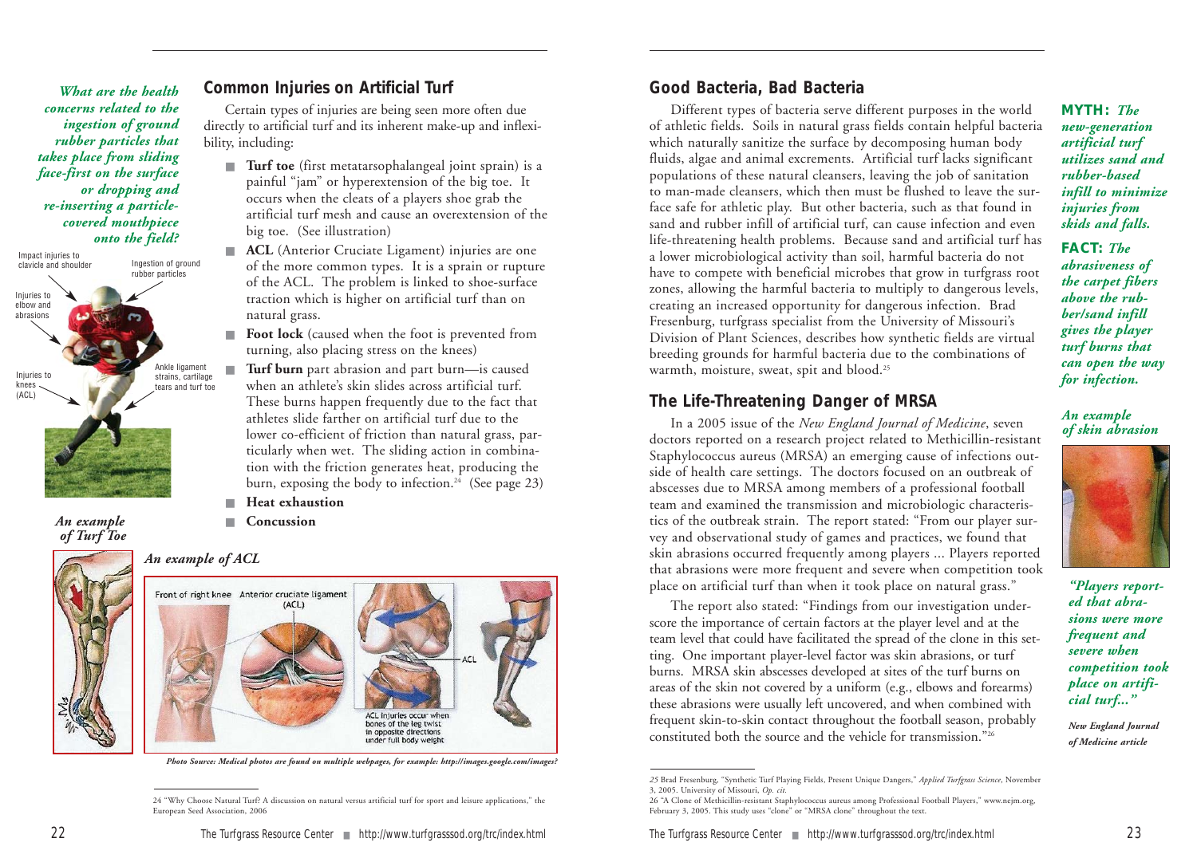*What are the health concerns related to the ingestion of ground rubber particles that takes place from sliding face-first on the surface or dropping and re-inserting a particle-covered mouthpiece onto the field?*

## Common Injuries on Artificial Turf

Certain types of injuries are being seen more often due directly to artificial turf and its inherent make-up and inflexibility, including:

- **Turf toe** (first metatarsophalangeal joint sprain) is a painful "jam" or hyperextension of the big toe. It occurs when the cleats of a players shoe grab the artificial turf mesh and cause an overextension of the big toe. (See illustration)
- **ACL** (Anterior Cruciate Ligament) injuries are one of the more common types. It is a sprain or rupture of the ACL. The problem is linked to shoe-surface traction which is higher on artificial turf than on natural grass.
- **Foot lock** (caused when the foot is prevented from turning, also placing stress on the knees)
- **Turf burn** part abrasion and part burn—is caused when an athlete's skin slides across artificial turf. These burns happen frequently due to the fact that athletes slide farther on artificial turf due to the lower co-efficient of friction than natural grass, particularly when wet. The sliding action in combination with the friction generates heat, producing the burn, exposing the body to infection.[24] (See page 23)
- **Heat exhaustion**
- **Concussion**

Impact injuries to clavicle and shoulder; Ingestion of ground rubber particles; Injuries to elbow and abrasions; Injuries to knees (ACL); Ankle ligament strains, cartilage tears and turf toe

*An example of Turf Toe*

*An example of ACL*

Front of right knee — Anterior cruciate ligament (ACL) — ACL injuries occur when bones of the leg twist in opposite directions under full body weight

***Photo Source: Medical photos are found on multiple webpages, for example: http://images.google.com/images?***

24 "Why Choose Natural Turf? A discussion on natural versus artificial turf for sport and leisure applications," the European Seed Association, 2006

## Good Bacteria, Bad Bacteria

Different types of bacteria serve different purposes in the world of athletic fields. Soils in natural grass fields contain helpful bacteria which naturally sanitize the surface by decomposing human body fluids, algae and animal excrements. Artificial turf lacks significant populations of these natural cleansers, leaving the job of sanitation to man-made cleansers, which then must be flushed to leave the surface safe for athletic play. But other bacteria, such as that found in sand and rubber infill of artificial turf, can cause infection and even life-threatening health problems. Because sand and artificial turf has a lower microbiological activity than soil, harmful bacteria do not have to compete with beneficial microbes that grow in turfgrass root zones, allowing the harmful bacteria to multiply to dangerous levels, creating an increased opportunity for dangerous infection. Brad Fresenburg, turfgrass specialist from the University of Missouri's Division of Plant Sciences, describes how synthetic fields are virtual breeding grounds for harmful bacteria due to the combinations of warmth, moisture, sweat, spit and blood.[25]

## The Life-Threatening Danger of MRSA

In a 2005 issue of the *New England Journal of Medicine*, seven doctors reported on a research project related to Methicillin-resistant Staphylococcus aureus (MRSA) an emerging cause of infections outside of health care settings. The doctors focused on an outbreak of abscesses due to MRSA among members of a professional football team and examined the transmission and microbiologic characteristics of the outbreak strain. The report stated: "From our player survey and observational study of games and practices, we found that skin abrasions occurred frequently among players ... Players reported that abrasions were more frequent and severe when competition took place on artificial turf than when it took place on natural grass."

The report also stated: "Findings from our investigation underscore the importance of certain factors at the player level and at the team level that could have facilitated the spread of the clone in this setting. One important player-level factor was skin abrasions, or turf burns. MRSA skin abscesses developed at sites of the turf burns on areas of the skin not covered by a uniform (e.g., elbows and forearms) these abrasions were usually left uncovered, and when combined with frequent skin-to-skin contact throughout the football season, probably constituted both the source and the vehicle for transmission."[26]

**MYTH:** ***The new-generation artificial turf utilizes sand and rubber-based infill to minimize injuries from skids and falls.***

**FACT:** ***The abrasiveness of the carpet fibers above the rubber/sand infill gives the player turf burns that can open the way for infection.***

*An example of skin abrasion*

***"Players reported that abrasions were more frequent and severe when competition took place on artificial turf..."***

***New England Journal of Medicine article***

25 Brad Fresenburg, "Synthetic Turf Playing Fields, Present Unique Dangers," *Applied Turfgrass Science*, November 3, 2005. University of Missouri, *Op. cit.*

26 "A Clone of Methicillin-resistant Staphylococcus aureus among Professional Football Players," www.nejm.org, February 3, 2005. This study uses "clone" or "MRSA clone" throughout the text.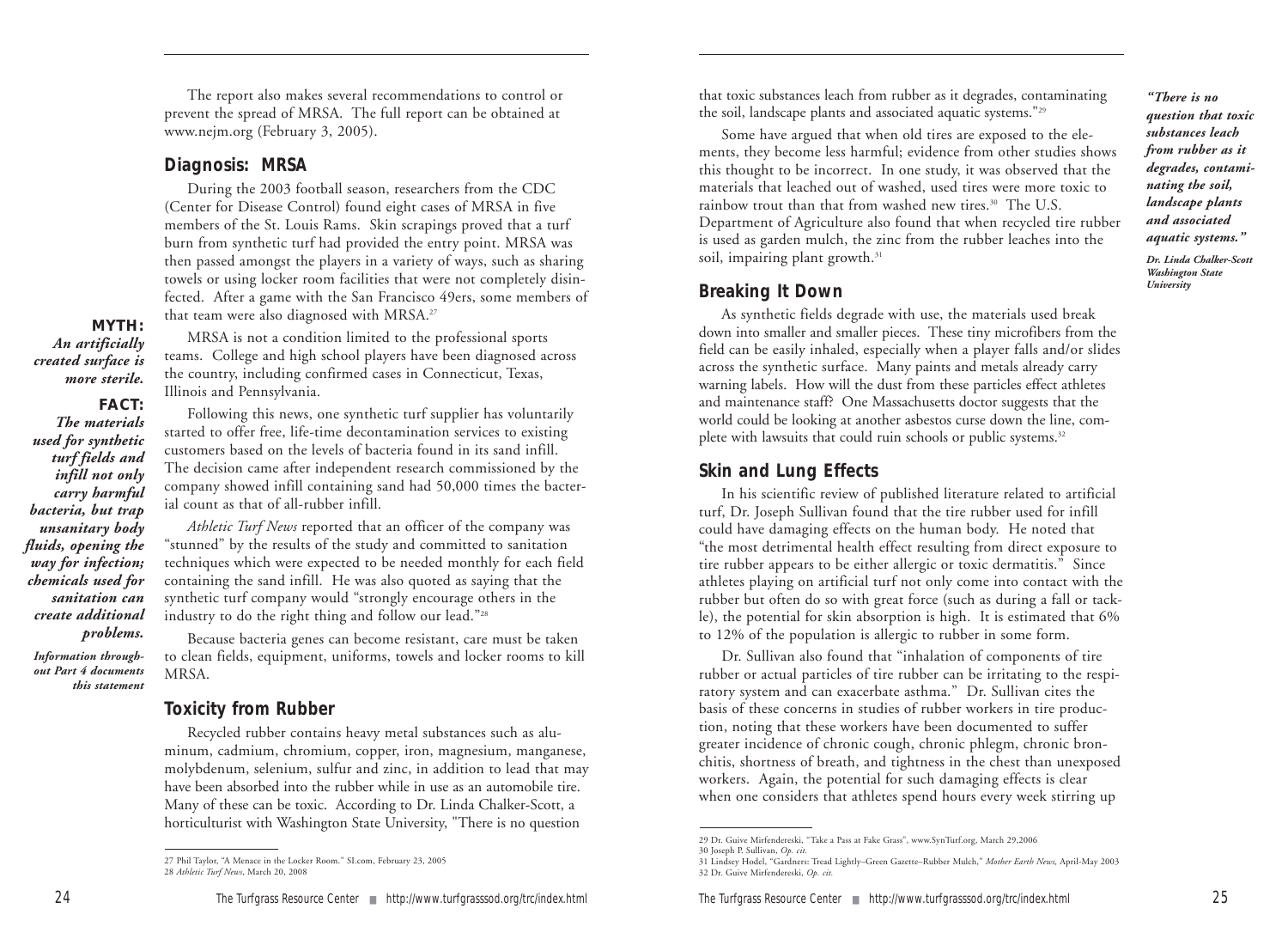The report also makes several recommendations to control or prevent the spread of MRSA. The full report can be obtained at www.nejm.org (February 3, 2005).

## Diagnosis: MRSA

During the 2003 football season, researchers from the CDC (Center for Disease Control) found eight cases of MRSA in five members of the St. Louis Rams. Skin scrapings proved that a turf burn from synthetic turf had provided the entry point. MRSA was then passed amongst the players in a variety of ways, such as sharing towels or using locker room facilities that were not completely disinfected. After a game with the San Francisco 49ers, some members of that team were also diagnosed with MRSA.[27]

**MYTH:**
***An artificially created surface is more sterile.***

**FACT:**
***The materials used for synthetic turf fields and infill not only carry harmful bacteria, but trap unsanitary body fluids, opening the way for infection; chemicals used for sanitation can create additional problems.***

*Information throughout Part 4 documents this statement*

MRSA is not a condition limited to the professional sports teams. College and high school players have been diagnosed across the country, including confirmed cases in Connecticut, Texas, Illinois and Pennsylvania.

Following this news, one synthetic turf supplier has voluntarily started to offer free, life-time decontamination services to existing customers based on the levels of bacteria found in its sand infill. The decision came after independent research commissioned by the company showed infill containing sand had 50,000 times the bacterial count as that of all-rubber infill.

*Athletic Turf News* reported that an officer of the company was "stunned" by the results of the study and committed to sanitation techniques which were expected to be needed monthly for each field containing the sand infill. He was also quoted as saying that the synthetic turf company would "strongly encourage others in the industry to do the right thing and follow our lead."[28]

Because bacteria genes can become resistant, care must be taken to clean fields, equipment, uniforms, towels and locker rooms to kill MRSA.

## Toxicity from Rubber

Recycled rubber contains heavy metal substances such as aluminum, cadmium, chromium, copper, iron, magnesium, manganese, molybdenum, selenium, sulfur and zinc, in addition to lead that may have been absorbed into the rubber while in use as an automobile tire. Many of these can be toxic. According to Dr. Linda Chalker-Scott, a horticulturist with Washington State University, "There is no question that toxic substances leach from rubber as it degrades, contaminating the soil, landscape plants and associated aquatic systems."[29]

Some have argued that when old tires are exposed to the elements, they become less harmful; evidence from other studies shows this thought to be incorrect. In one study, it was observed that the materials that leached out of washed, used tires were more toxic to rainbow trout than that from washed new tires.[30] The U.S. Department of Agriculture also found that when recycled tire rubber is used as garden mulch, the zinc from the rubber leaches into the soil, impairing plant growth.[31]

***"There is no question that toxic substances leach from rubber as it degrades, contaminating the soil, landscape plants and associated aquatic systems."***

***Dr. Linda Chalker-Scott Washington State University***

## Breaking It Down

As synthetic fields degrade with use, the materials used break down into smaller and smaller pieces. These tiny microfibers from the field can be easily inhaled, especially when a player falls and/or slides across the synthetic surface. Many paints and metals already carry warning labels. How will the dust from these particles effect athletes and maintenance staff? One Massachusetts doctor suggests that the world could be looking at another asbestos curse down the line, complete with lawsuits that could ruin schools or public systems.[32]

## Skin and Lung Effects

In his scientific review of published literature related to artificial turf, Dr. Joseph Sullivan found that the tire rubber used for infill could have damaging effects on the human body. He noted that "the most detrimental health effect resulting from direct exposure to tire rubber appears to be either allergic or toxic dermatitis." Since athletes playing on artificial turf not only come into contact with the rubber but often do so with great force (such as during a fall or tackle), the potential for skin absorption is high. It is estimated that 6% to 12% of the population is allergic to rubber in some form.

Dr. Sullivan also found that "inhalation of components of tire rubber or actual particles of tire rubber can be irritating to the respiratory system and can exacerbate asthma." Dr. Sullivan cites the basis of these concerns in studies of rubber workers in tire production, noting that these workers have been documented to suffer greater incidence of chronic cough, chronic phlegm, chronic bronchitis, shortness of breath, and tightness in the chest than unexposed workers. Again, the potential for such damaging effects is clear when one considers that athletes spend hours every week stirring up

---

27 Phil Taylor, "A Menace in the Locker Room." SI.com, February 23, 2005

28 *Athletic Turf News*, March 20, 2008

29 Dr. Guive Mirfendereski, "Take a Pass at Fake Grass", www.SynTurf.org, March 29,2006

30 Joseph P. Sullivan, *Op. cit.*

31 Lindsey Hodel, "Gardners: Tread Lightly–Green Gazette–Rubber Mulch," *Mother Earth News*, April-May 2003

32 Dr. Guive Mirfendereski, *Op. cit.*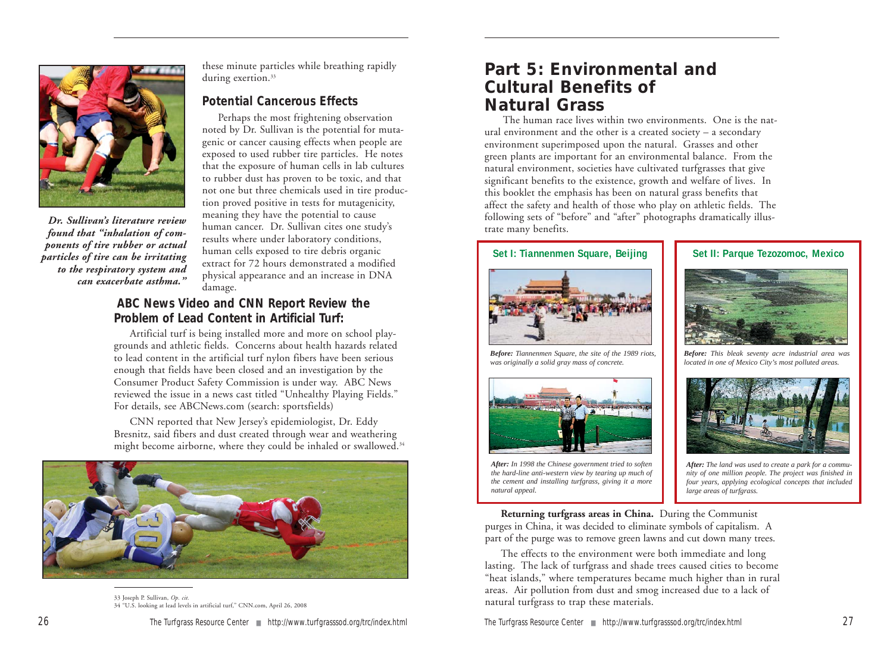these minute particles while breathing rapidly during exertion.[33]

*Dr. Sullivan's literature review found that "inhalation of components of tire rubber or actual particles of tire can be irritating to the respiratory system and can exacerbate asthma."*

### Potential Cancerous Effects

Perhaps the most frightening observation noted by Dr. Sullivan is the potential for mutagenic or cancer causing effects when people are exposed to used rubber tire particles. He notes that the exposure of human cells in lab cultures to rubber dust has proven to be toxic, and that not one but three chemicals used in tire production proved positive in tests for mutagenicity, meaning they have the potential to cause human cancer. Dr. Sullivan cites one study's results where under laboratory conditions, human cells exposed to tire debris organic extract for 72 hours demonstrated a modified physical appearance and an increase in DNA damage.

### ABC News Video and CNN Report Review the Problem of Lead Content in Artificial Turf:

Artificial turf is being installed more and more on school playgrounds and athletic fields. Concerns about health hazards related to lead content in the artificial turf nylon fibers have been serious enough that fields have been closed and an investigation by the Consumer Product Safety Commission is under way. ABC News reviewed the issue in a news cast titled "Unhealthy Playing Fields." For details, see ABCNews.com (search: sportsfields)

CNN reported that New Jersey's epidemiologist, Dr. Eddy Bresnitz, said fibers and dust created through wear and weathering might become airborne, where they could be inhaled or swallowed.[34]

33 Joseph P. Sullivan, *Op. cit.*
34 "U.S. looking at lead levels in artificial turf," CNN.com, April 26, 2008

## Part 5: Environmental and Cultural Benefits of Natural Grass

The human race lives within two environments. One is the natural environment and the other is a created society – a secondary environment superimposed upon the natural. Grasses and other green plants are important for an environmental balance. From the natural environment, societies have cultivated turfgrasses that give significant benefits to the existence, growth and welfare of lives. In this booklet the emphasis has been on natural grass benefits that affect the safety and health of those who play on athletic fields. The following sets of "before" and "after" photographs dramatically illustrate many benefits.

**Set I: Tiannenmen Square, Beijing**

*Before: Tiannenmen Square, the site of the 1989 riots, was originally a solid gray mass of concrete.*

*After: In 1998 the Chinese government tried to soften the hard-line anti-western view by tearing up much of the cement and installing turfgrass, giving it a more natural appeal.*

**Set II: Parque Tezozomoc, Mexico**

*Before: This bleak seventy acre industrial area was located in one of Mexico City's most polluted areas.*

*After: The land was used to create a park for a community of one million people. The project was finished in four years, applying ecological concepts that included large areas of turfgrass.*

**Returning turfgrass areas in China.** During the Communist purges in China, it was decided to eliminate symbols of capitalism. A part of the purge was to remove green lawns and cut down many trees.

The effects to the environment were both immediate and long lasting. The lack of turfgrass and shade trees caused cities to become "heat islands," where temperatures became much higher than in rural areas. Air pollution from dust and smog increased due to a lack of natural turfgrass to trap these materials.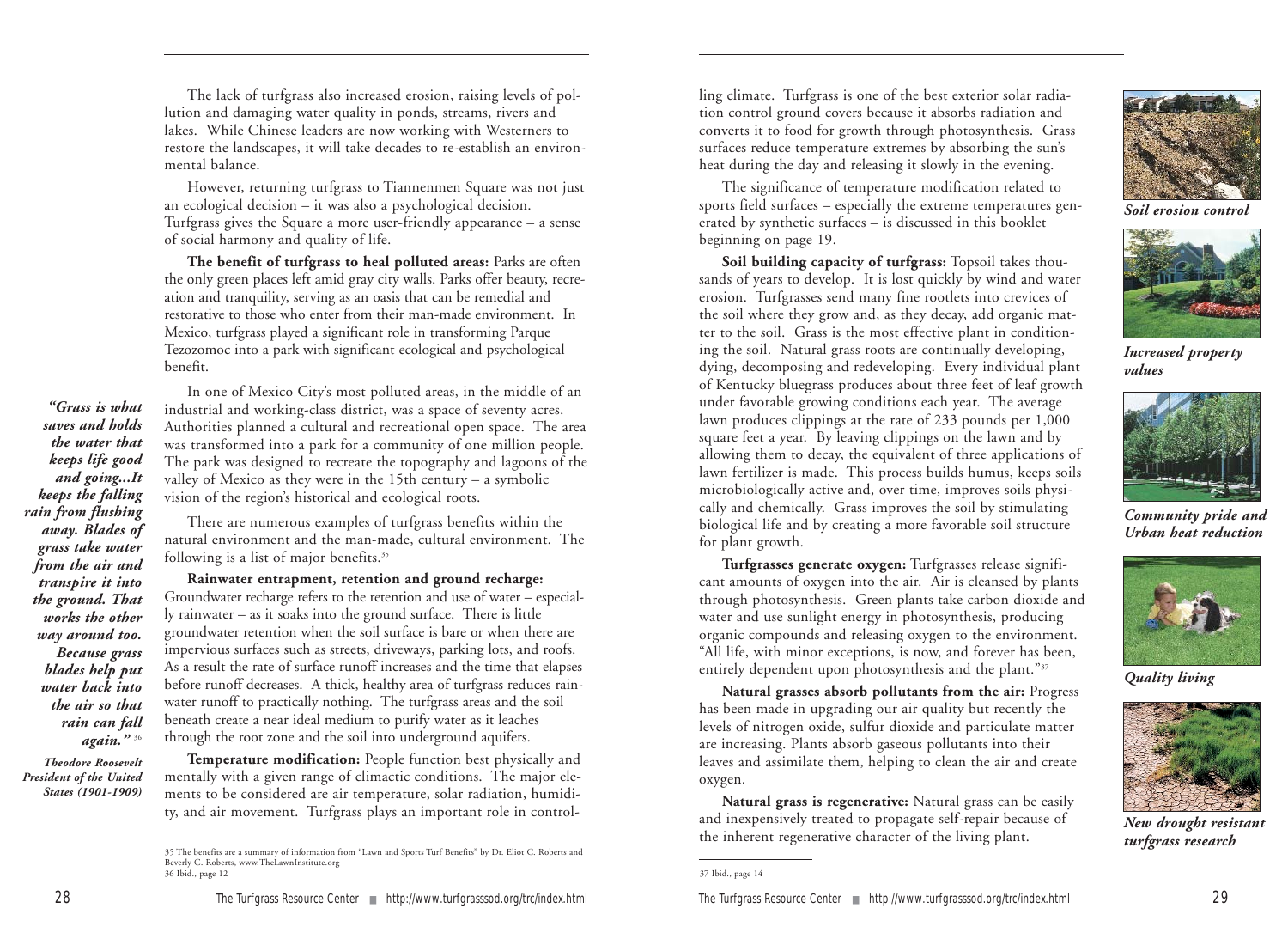The lack of turfgrass also increased erosion, raising levels of pollution and damaging water quality in ponds, streams, rivers and lakes. While Chinese leaders are now working with Westerners to restore the landscapes, it will take decades to re-establish an environmental balance.

However, returning turfgrass to Tiannenmen Square was not just an ecological decision – it was also a psychological decision. Turfgrass gives the Square a more user-friendly appearance – a sense of social harmony and quality of life.

**The benefit of turfgrass to heal polluted areas:** Parks are often the only green places left amid gray city walls. Parks offer beauty, recreation and tranquility, serving as an oasis that can be remedial and restorative to those who enter from their man-made environment. In Mexico, turfgrass played a significant role in transforming Parque Tezozomoc into a park with significant ecological and psychological benefit.

> ***"Grass is what saves and holds the water that keeps life good and going...It keeps the falling rain from flushing away. Blades of grass take water from the air and transpire it into the ground. That works the other way around too. Because grass blades help put water back into the air so that rain can fall again."*** [36]
>
> ***Theodore Roosevelt President of the United States (1901-1909)***

In one of Mexico City's most polluted areas, in the middle of an industrial and working-class district, was a space of seventy acres. Authorities planned a cultural and recreational open space. The area was transformed into a park for a community of one million people. The park was designed to recreate the topography and lagoons of the valley of Mexico as they were in the 15th century – a symbolic vision of the region's historical and ecological roots.

There are numerous examples of turfgrass benefits within the natural environment and the man-made, cultural environment. The following is a list of major benefits.[35]

**Rainwater entrapment, retention and ground recharge:** Groundwater recharge refers to the retention and use of water – especially rainwater – as it soaks into the ground surface. There is little groundwater retention when the soil surface is bare or when there are impervious surfaces such as streets, driveways, parking lots, and roofs. As a result the rate of surface runoff increases and the time that elapses before runoff decreases. A thick, healthy area of turfgrass reduces rainwater runoff to practically nothing. The turfgrass areas and the soil beneath create a near ideal medium to purify water as it leaches through the root zone and the soil into underground aquifers.

**Temperature modification:** People function best physically and mentally with a given range of climactic conditions. The major elements to be considered are air temperature, solar radiation, humidity, and air movement. Turfgrass plays an important role in controlling climate. Turfgrass is one of the best exterior solar radiation control ground covers because it absorbs radiation and converts it to food for growth through photosynthesis. Grass surfaces reduce temperature extremes by absorbing the sun's heat during the day and releasing it slowly in the evening.

The significance of temperature modification related to sports field surfaces – especially the extreme temperatures generated by synthetic surfaces – is discussed in this booklet beginning on page 19.

**Soil building capacity of turfgrass:** Topsoil takes thousands of years to develop. It is lost quickly by wind and water erosion. Turfgrasses send many fine rootlets into crevices of the soil where they grow and, as they decay, add organic matter to the soil. Grass is the most effective plant in conditioning the soil. Natural grass roots are continually developing, dying, decomposing and redeveloping. Every individual plant of Kentucky bluegrass produces about three feet of leaf growth under favorable growing conditions each year. The average lawn produces clippings at the rate of 233 pounds per 1,000 square feet a year. By leaving clippings on the lawn and by allowing them to decay, the equivalent of three applications of lawn fertilizer is made. This process builds humus, keeps soils microbiologically active and, over time, improves soils physically and chemically. Grass improves the soil by stimulating biological life and by creating a more favorable soil structure for plant growth.

**Turfgrasses generate oxygen:** Turfgrasses release significant amounts of oxygen into the air. Air is cleansed by plants through photosynthesis. Green plants take carbon dioxide and water and use sunlight energy in photosynthesis, producing organic compounds and releasing oxygen to the environment. "All life, with minor exceptions, is now, and forever has been, entirely dependent upon photosynthesis and the plant."[37]

**Natural grasses absorb pollutants from the air:** Progress has been made in upgrading our air quality but recently the levels of nitrogen oxide, sulfur dioxide and particulate matter are increasing. Plants absorb gaseous pollutants into their leaves and assimilate them, helping to clean the air and create oxygen.

**Natural grass is regenerative:** Natural grass can be easily and inexpensively treated to propagate self-repair because of the inherent regenerative character of the living plant.

***Soil erosion control***

***Increased property values***

***Community pride and Urban heat reduction***

***Quality living***

***New drought resistant turfgrass research***

---

35 The benefits are a summary of information from "Lawn and Sports Turf Benefits" by Dr. Eliot C. Roberts and Beverly C. Roberts, www.TheLawnInstitute.org

36 Ibid., page 12

37 Ibid., page 14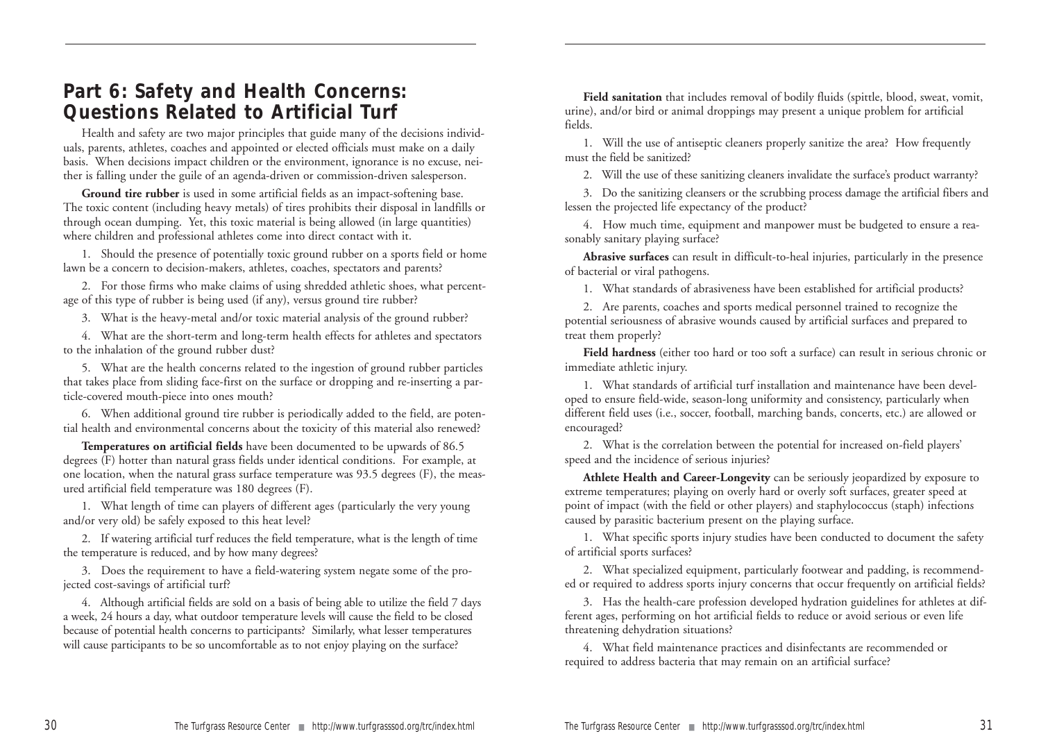# Part 6: Safety and Health Concerns: Questions Related to Artificial Turf

Health and safety are two major principles that guide many of the decisions individuals, parents, athletes, coaches and appointed or elected officials must make on a daily basis. When decisions impact children or the environment, ignorance is no excuse, neither is falling under the guile of an agenda-driven or commission-driven salesperson.

**Ground tire rubber** is used in some artificial fields as an impact-softening base. The toxic content (including heavy metals) of tires prohibits their disposal in landfills or through ocean dumping. Yet, this toxic material is being allowed (in large quantities) where children and professional athletes come into direct contact with it.

1. Should the presence of potentially toxic ground rubber on a sports field or home lawn be a concern to decision-makers, athletes, coaches, spectators and parents?

2. For those firms who make claims of using shredded athletic shoes, what percentage of this type of rubber is being used (if any), versus ground tire rubber?

3. What is the heavy-metal and/or toxic material analysis of the ground rubber?

4. What are the short-term and long-term health effects for athletes and spectators to the inhalation of the ground rubber dust?

5. What are the health concerns related to the ingestion of ground rubber particles that takes place from sliding face-first on the surface or dropping and re-inserting a particle-covered mouth-piece into ones mouth?

6. When additional ground tire rubber is periodically added to the field, are potential health and environmental concerns about the toxicity of this material also renewed?

**Temperatures on artificial fields** have been documented to be upwards of 86.5 degrees (F) hotter than natural grass fields under identical conditions. For example, at one location, when the natural grass surface temperature was 93.5 degrees (F), the measured artificial field temperature was 180 degrees (F).

1. What length of time can players of different ages (particularly the very young and/or very old) be safely exposed to this heat level?

2. If watering artificial turf reduces the field temperature, what is the length of time the temperature is reduced, and by how many degrees?

3. Does the requirement to have a field-watering system negate some of the projected cost-savings of artificial turf?

4. Although artificial fields are sold on a basis of being able to utilize the field 7 days a week, 24 hours a day, what outdoor temperature levels will cause the field to be closed because of potential health concerns to participants? Similarly, what lesser temperatures will cause participants to be so uncomfortable as to not enjoy playing on the surface?

**Field sanitation** that includes removal of bodily fluids (spittle, blood, sweat, vomit, urine), and/or bird or animal droppings may present a unique problem for artificial fields.

1. Will the use of antiseptic cleaners properly sanitize the area? How frequently must the field be sanitized?

2. Will the use of these sanitizing cleaners invalidate the surface's product warranty?

3. Do the sanitizing cleansers or the scrubbing process damage the artificial fibers and lessen the projected life expectancy of the product?

4. How much time, equipment and manpower must be budgeted to ensure a reasonably sanitary playing surface?

**Abrasive surfaces** can result in difficult-to-heal injuries, particularly in the presence of bacterial or viral pathogens.

1. What standards of abrasiveness have been established for artificial products?

2. Are parents, coaches and sports medical personnel trained to recognize the potential seriousness of abrasive wounds caused by artificial surfaces and prepared to treat them properly?

**Field hardness** (either too hard or too soft a surface) can result in serious chronic or immediate athletic injury.

1. What standards of artificial turf installation and maintenance have been developed to ensure field-wide, season-long uniformity and consistency, particularly when different field uses (i.e., soccer, football, marching bands, concerts, etc.) are allowed or encouraged?

2. What is the correlation between the potential for increased on-field players' speed and the incidence of serious injuries?

**Athlete Health and Career-Longevity** can be seriously jeopardized by exposure to extreme temperatures; playing on overly hard or overly soft surfaces, greater speed at point of impact (with the field or other players) and staphylococcus (staph) infections caused by parasitic bacterium present on the playing surface.

1. What specific sports injury studies have been conducted to document the safety of artificial sports surfaces?

2. What specialized equipment, particularly footwear and padding, is recommended or required to address sports injury concerns that occur frequently on artificial fields?

3. Has the health-care profession developed hydration guidelines for athletes at different ages, performing on hot artificial fields to reduce or avoid serious or even life threatening dehydration situations?

4. What field maintenance practices and disinfectants are recommended or required to address bacteria that may remain on an artificial surface?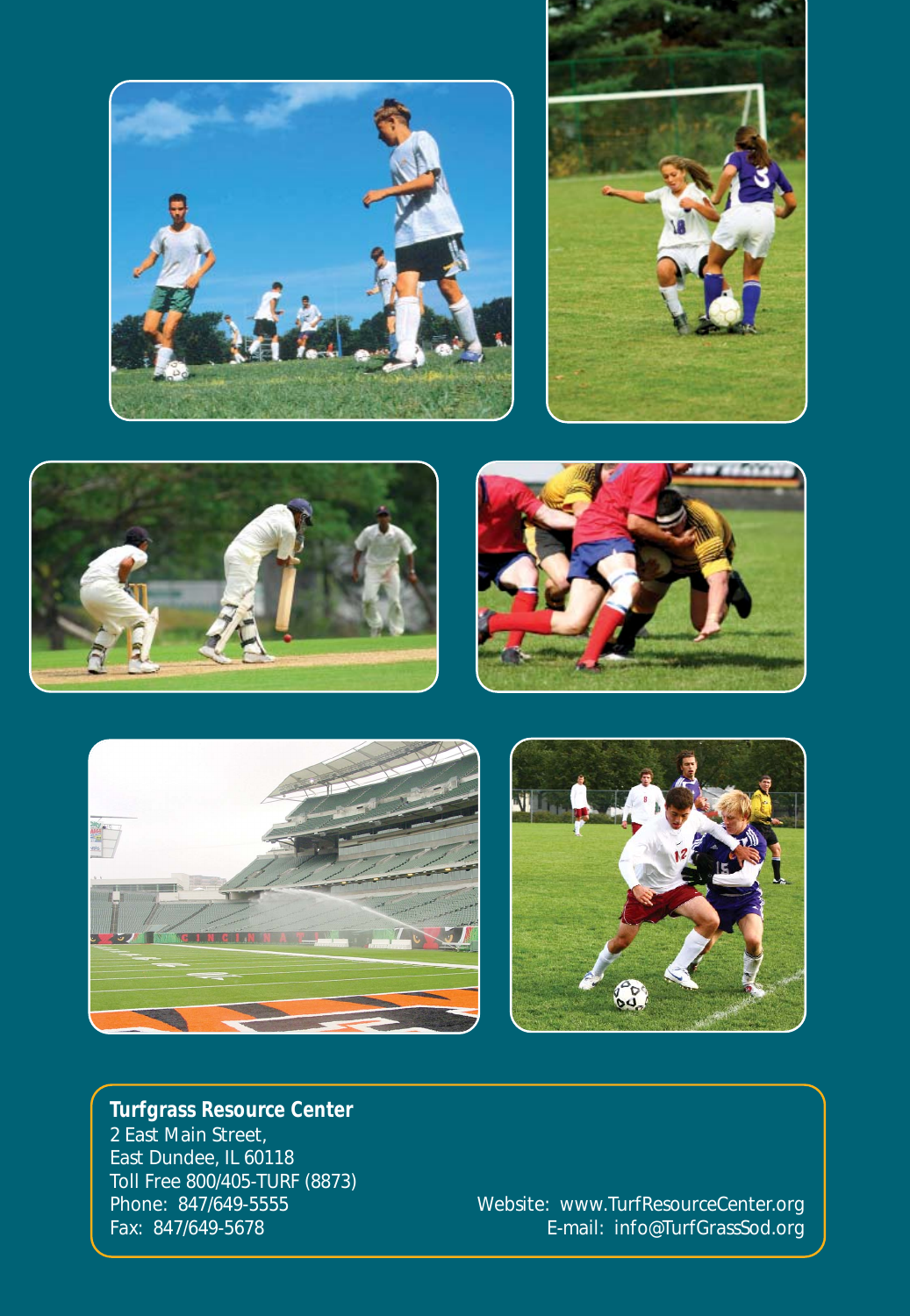**Turfgrass Resource Center**
2 East Main Street,
East Dundee, IL 60118
Toll Free 800/405-TURF (8873)
Phone: 847/649-5555
Fax: 847/649-5678

Website: www.TurfResourceCenter.org
E-mail: info@TurfGrassSod.org